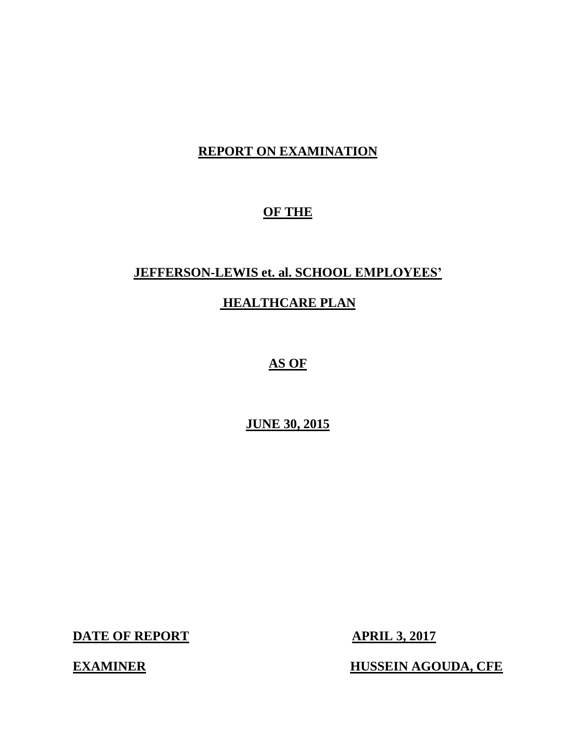# REPORT ON EXAMINATION

## OF THE

## JEFFERSON-LEWIS et. al. SCHOOL EMPLOYEES'

## HEALTHCARE PLAN

## AS OF

## JUNE 30, 2015

**DATE OF REPORT** **APRIL 3, 2017**

**EXAMINER** **HUSSEIN AGOUDA, CFE**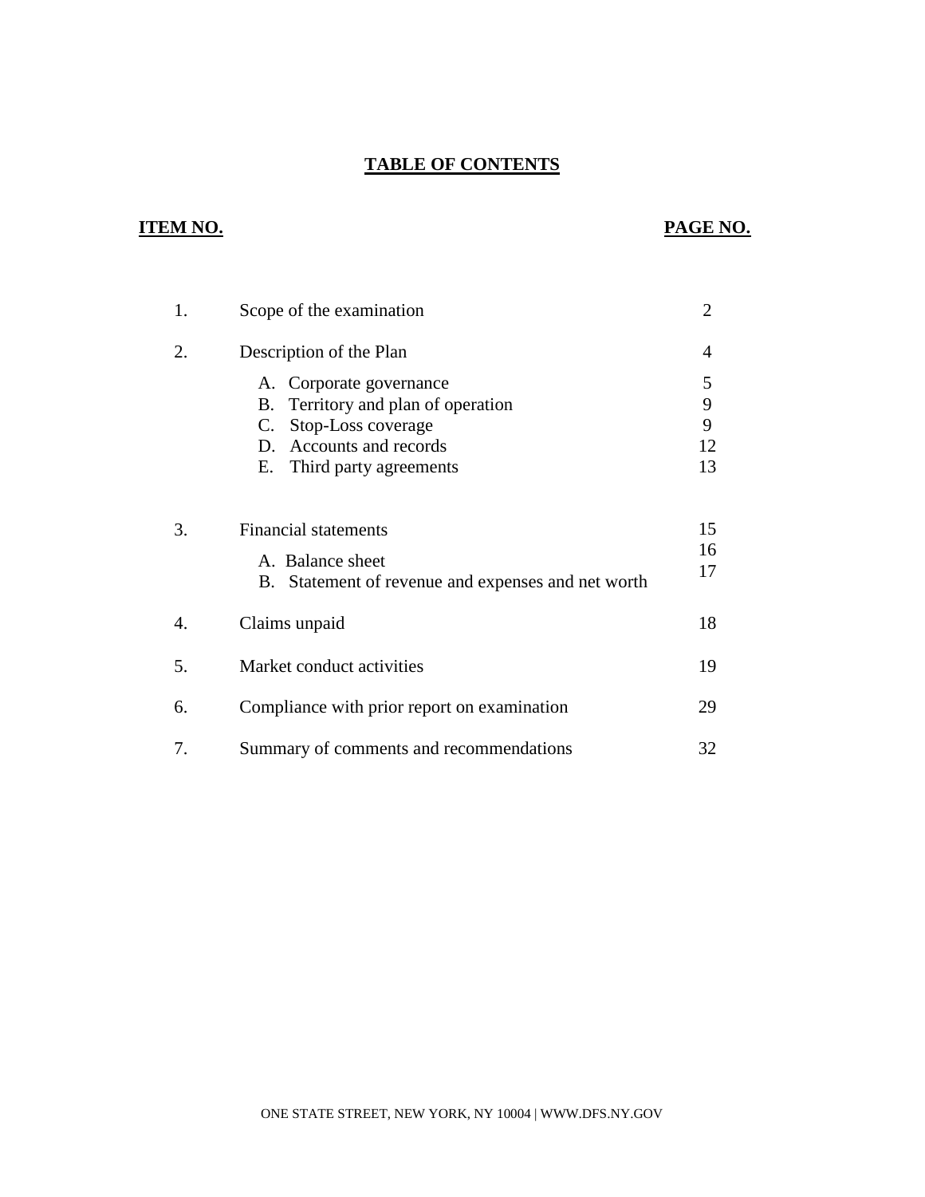# TABLE OF CONTENTS

| ITEM NO. | | PAGE NO. |
|---|---|---|
| 1. | Scope of the examination | 2 |
| 2. | Description of the Plan | 4 |
| | A. Corporate governance | 5 |
| | B. Territory and plan of operation | 9 |
| | C. Stop-Loss coverage | 9 |
| | D. Accounts and records | 12 |
| | E. Third party agreements | 13 |
| 3. | Financial statements | 15 |
| | A. Balance sheet | 16 |
| | B. Statement of revenue and expenses and net worth | 17 |
| 4. | Claims unpaid | 18 |
| 5. | Market conduct activities | 19 |
| 6. | Compliance with prior report on examination | 29 |
| 7. | Summary of comments and recommendations | 32 |

ONE STATE STREET, NEW YORK, NY 10004 | WWW.DFS.NY.GOV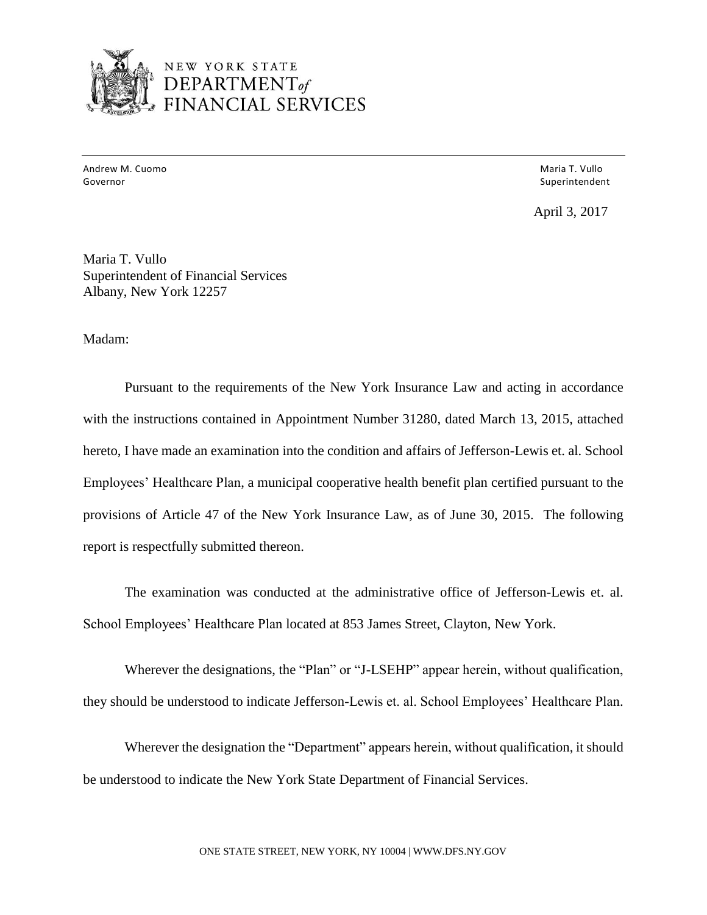NEW YORK STATE
DEPARTMENT *of*
FINANCIAL SERVICES

Andrew M. Cuomo
Governor

Maria T. Vullo
Superintendent

April 3, 2017

Maria T. Vullo
Superintendent of Financial Services
Albany, New York 12257

Madam:

Pursuant to the requirements of the New York Insurance Law and acting in accordance with the instructions contained in Appointment Number 31280, dated March 13, 2015, attached hereto, I have made an examination into the condition and affairs of Jefferson-Lewis et. al. School Employees' Healthcare Plan, a municipal cooperative health benefit plan certified pursuant to the provisions of Article 47 of the New York Insurance Law, as of June 30, 2015. The following report is respectfully submitted thereon.

The examination was conducted at the administrative office of Jefferson-Lewis et. al. School Employees' Healthcare Plan located at 853 James Street, Clayton, New York.

Wherever the designations, the "Plan" or "J-LSEHP" appear herein, without qualification, they should be understood to indicate Jefferson-Lewis et. al. School Employees' Healthcare Plan.

Wherever the designation the "Department" appears herein, without qualification, it should be understood to indicate the New York State Department of Financial Services.

ONE STATE STREET, NEW YORK, NY 10004 | WWW.DFS.NY.GOV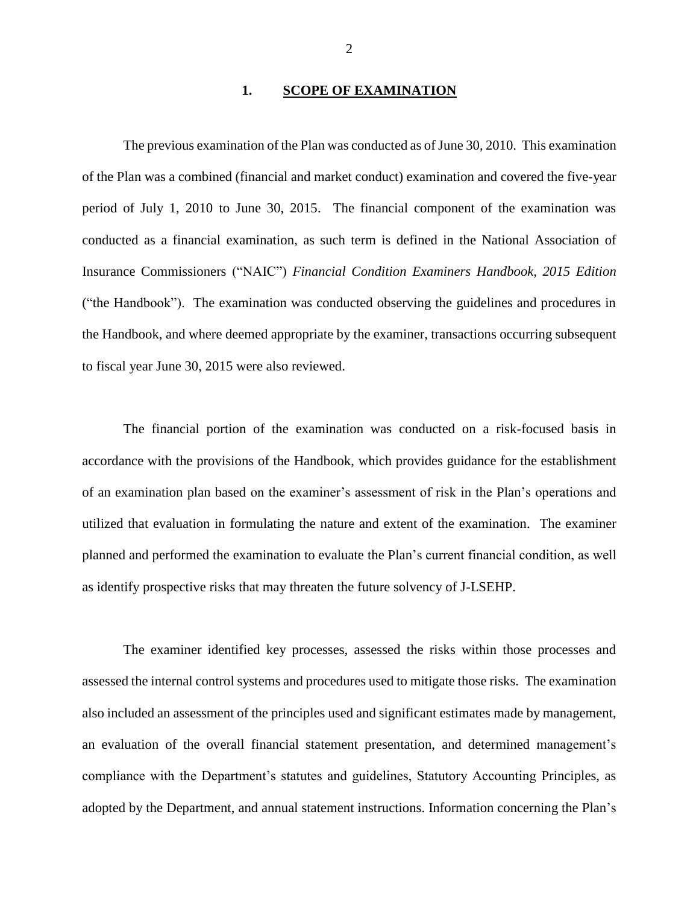## 1. SCOPE OF EXAMINATION

The previous examination of the Plan was conducted as of June 30, 2010. This examination of the Plan was a combined (financial and market conduct) examination and covered the five-year period of July 1, 2010 to June 30, 2015. The financial component of the examination was conducted as a financial examination, as such term is defined in the National Association of Insurance Commissioners ("NAIC") *Financial Condition Examiners Handbook, 2015 Edition* ("the Handbook"). The examination was conducted observing the guidelines and procedures in the Handbook, and where deemed appropriate by the examiner, transactions occurring subsequent to fiscal year June 30, 2015 were also reviewed.

The financial portion of the examination was conducted on a risk-focused basis in accordance with the provisions of the Handbook, which provides guidance for the establishment of an examination plan based on the examiner's assessment of risk in the Plan's operations and utilized that evaluation in formulating the nature and extent of the examination. The examiner planned and performed the examination to evaluate the Plan's current financial condition, as well as identify prospective risks that may threaten the future solvency of J-LSEHP.

The examiner identified key processes, assessed the risks within those processes and assessed the internal control systems and procedures used to mitigate those risks. The examination also included an assessment of the principles used and significant estimates made by management, an evaluation of the overall financial statement presentation, and determined management's compliance with the Department's statutes and guidelines, Statutory Accounting Principles, as adopted by the Department, and annual statement instructions. Information concerning the Plan's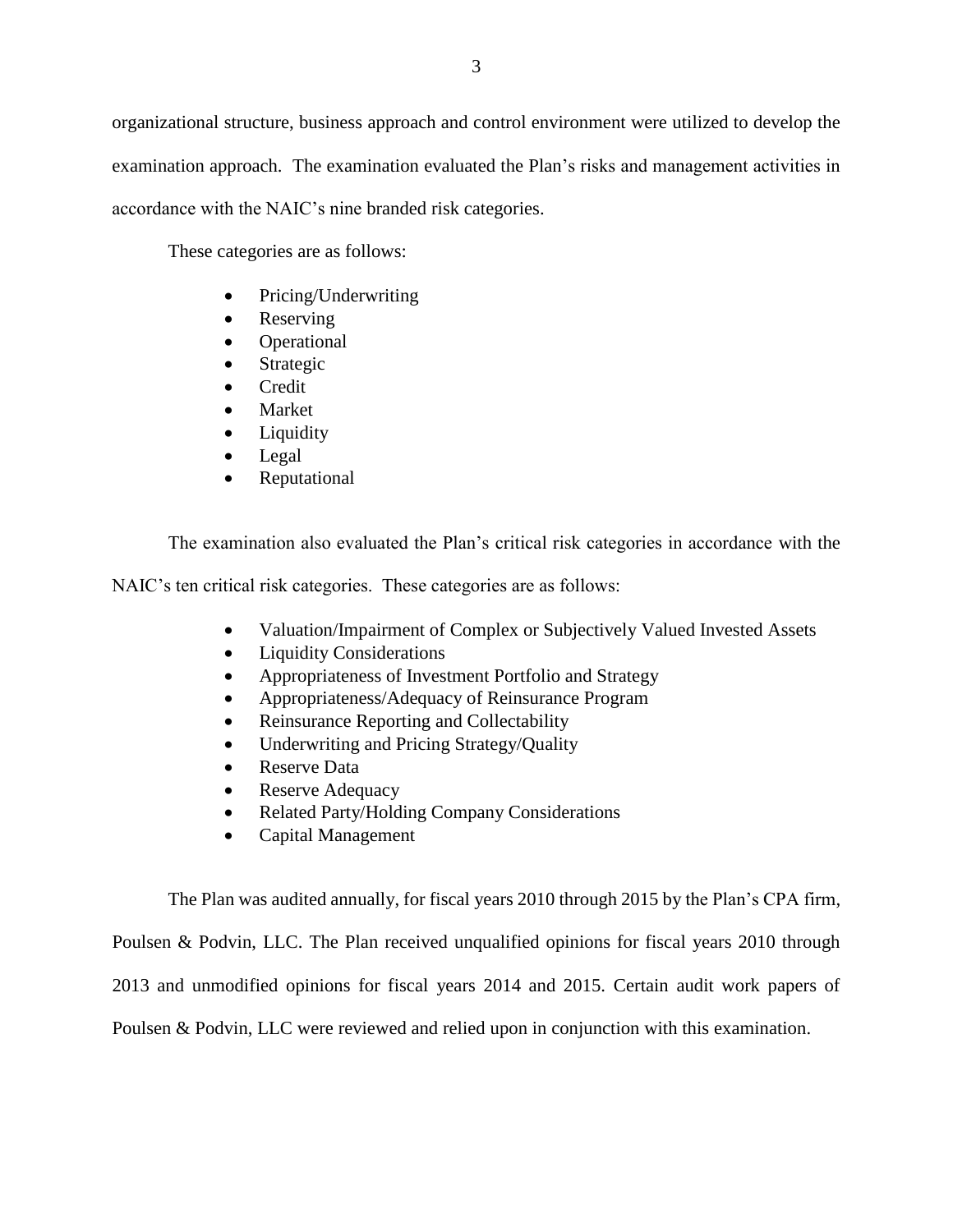organizational structure, business approach and control environment were utilized to develop the examination approach. The examination evaluated the Plan's risks and management activities in accordance with the NAIC's nine branded risk categories.

These categories are as follows:

- Pricing/Underwriting
- Reserving
- Operational
- Strategic
- Credit
- Market
- Liquidity
- Legal
- Reputational

The examination also evaluated the Plan's critical risk categories in accordance with the NAIC's ten critical risk categories. These categories are as follows:

- Valuation/Impairment of Complex or Subjectively Valued Invested Assets
- Liquidity Considerations
- Appropriateness of Investment Portfolio and Strategy
- Appropriateness/Adequacy of Reinsurance Program
- Reinsurance Reporting and Collectability
- Underwriting and Pricing Strategy/Quality
- Reserve Data
- Reserve Adequacy
- Related Party/Holding Company Considerations
- Capital Management

The Plan was audited annually, for fiscal years 2010 through 2015 by the Plan's CPA firm, Poulsen & Podvin, LLC. The Plan received unqualified opinions for fiscal years 2010 through 2013 and unmodified opinions for fiscal years 2014 and 2015. Certain audit work papers of Poulsen & Podvin, LLC were reviewed and relied upon in conjunction with this examination.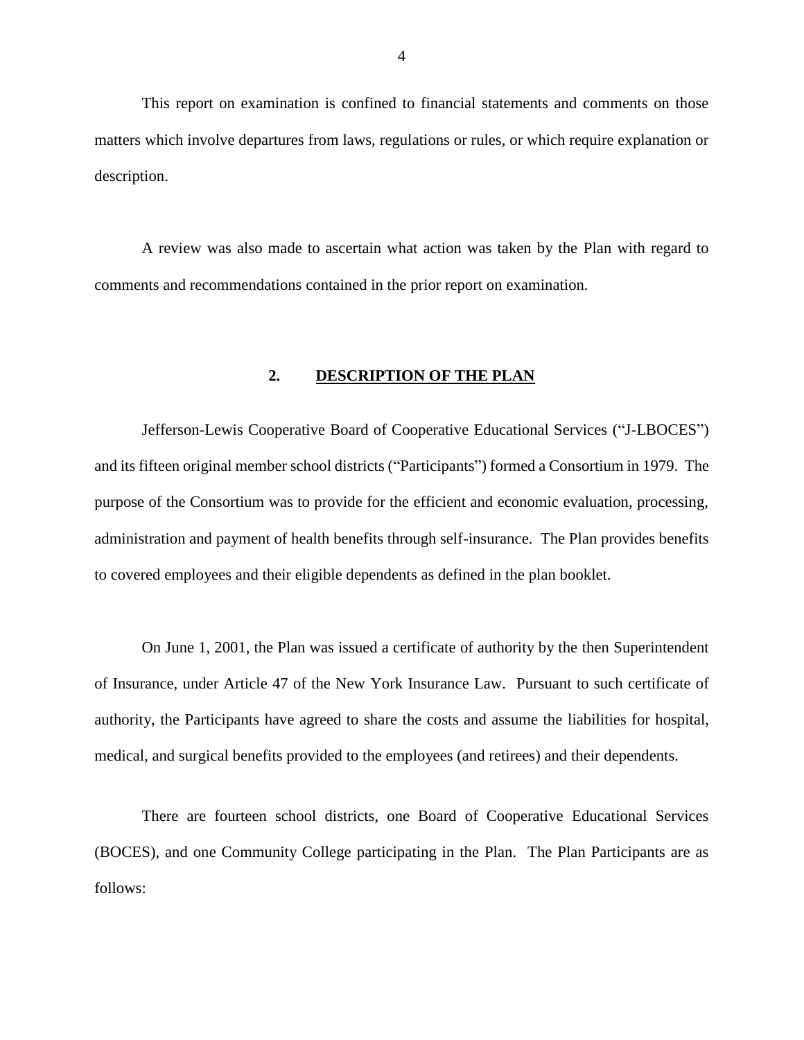This report on examination is confined to financial statements and comments on those matters which involve departures from laws, regulations or rules, or which require explanation or description.

A review was also made to ascertain what action was taken by the Plan with regard to comments and recommendations contained in the prior report on examination.

## 2. DESCRIPTION OF THE PLAN

Jefferson-Lewis Cooperative Board of Cooperative Educational Services ("J-LBOCES") and its fifteen original member school districts ("Participants") formed a Consortium in 1979. The purpose of the Consortium was to provide for the efficient and economic evaluation, processing, administration and payment of health benefits through self-insurance. The Plan provides benefits to covered employees and their eligible dependents as defined in the plan booklet.

On June 1, 2001, the Plan was issued a certificate of authority by the then Superintendent of Insurance, under Article 47 of the New York Insurance Law. Pursuant to such certificate of authority, the Participants have agreed to share the costs and assume the liabilities for hospital, medical, and surgical benefits provided to the employees (and retirees) and their dependents.

There are fourteen school districts, one Board of Cooperative Educational Services (BOCES), and one Community College participating in the Plan. The Plan Participants are as follows: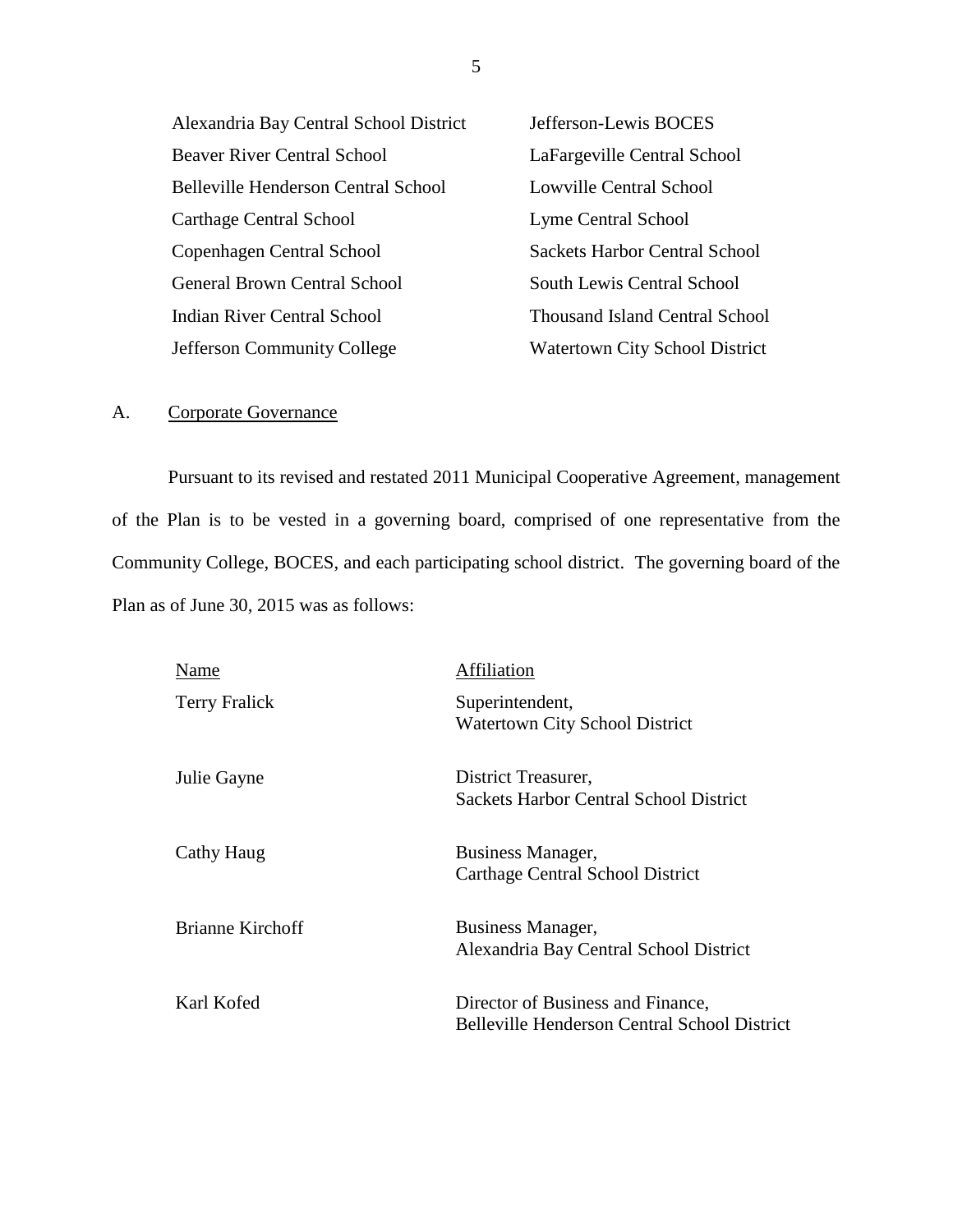| | |
|---|---|
| Alexandria Bay Central School District | Jefferson-Lewis BOCES |
| Beaver River Central School | LaFargeville Central School |
| Belleville Henderson Central School | Lowville Central School |
| Carthage Central School | Lyme Central School |
| Copenhagen Central School | Sackets Harbor Central School |
| General Brown Central School | South Lewis Central School |
| Indian River Central School | Thousand Island Central School |
| Jefferson Community College | Watertown City School District |

A. Corporate Governance

Pursuant to its revised and restated 2011 Municipal Cooperative Agreement, management of the Plan is to be vested in a governing board, comprised of one representative from the Community College, BOCES, and each participating school district. The governing board of the Plan as of June 30, 2015 was as follows:

| Name | Affiliation |
|---|---|
| Terry Fralick | Superintendent, Watertown City School District |
| Julie Gayne | District Treasurer, Sackets Harbor Central School District |
| Cathy Haug | Business Manager, Carthage Central School District |
| Brianne Kirchoff | Business Manager, Alexandria Bay Central School District |
| Karl Kofed | Director of Business and Finance, Belleville Henderson Central School District |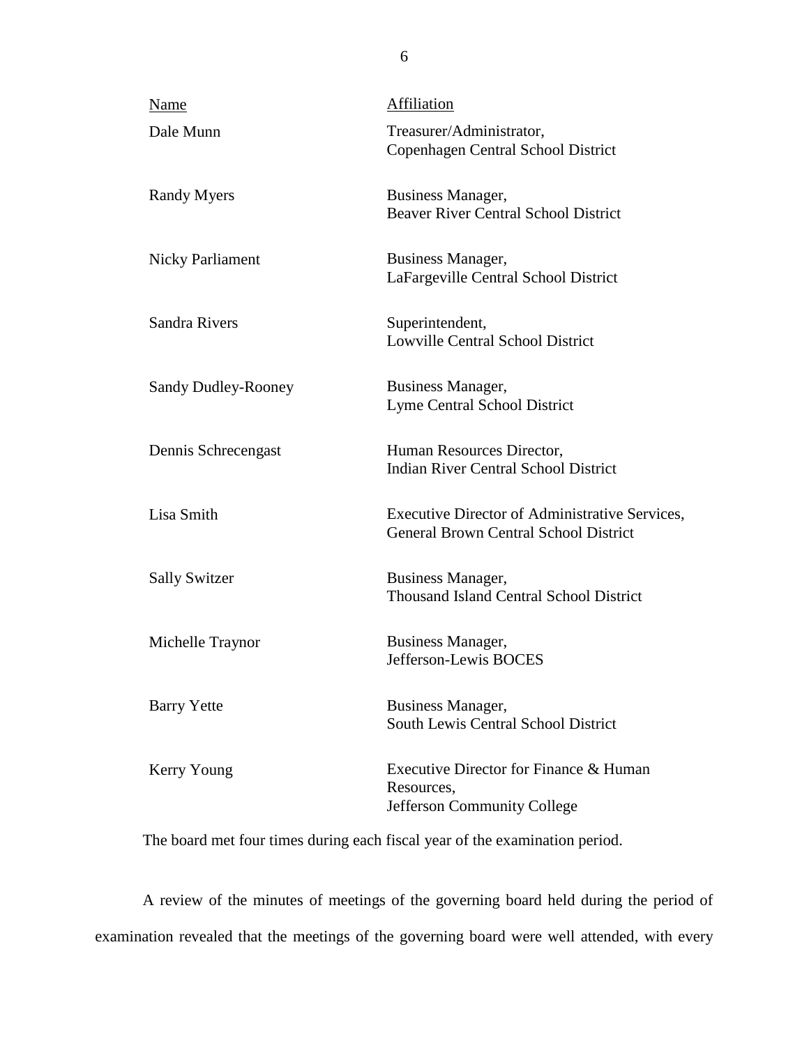| Name | Affiliation |
|---|---|
| Dale Munn | Treasurer/Administrator, Copenhagen Central School District |
| Randy Myers | Business Manager, Beaver River Central School District |
| Nicky Parliament | Business Manager, LaFargeville Central School District |
| Sandra Rivers | Superintendent, Lowville Central School District |
| Sandy Dudley-Rooney | Business Manager, Lyme Central School District |
| Dennis Schrecengast | Human Resources Director, Indian River Central School District |
| Lisa Smith | Executive Director of Administrative Services, General Brown Central School District |
| Sally Switzer | Business Manager, Thousand Island Central School District |
| Michelle Traynor | Business Manager, Jefferson-Lewis BOCES |
| Barry Yette | Business Manager, South Lewis Central School District |
| Kerry Young | Executive Director for Finance & Human Resources, Jefferson Community College |

The board met four times during each fiscal year of the examination period.

A review of the minutes of meetings of the governing board held during the period of examination revealed that the meetings of the governing board were well attended, with every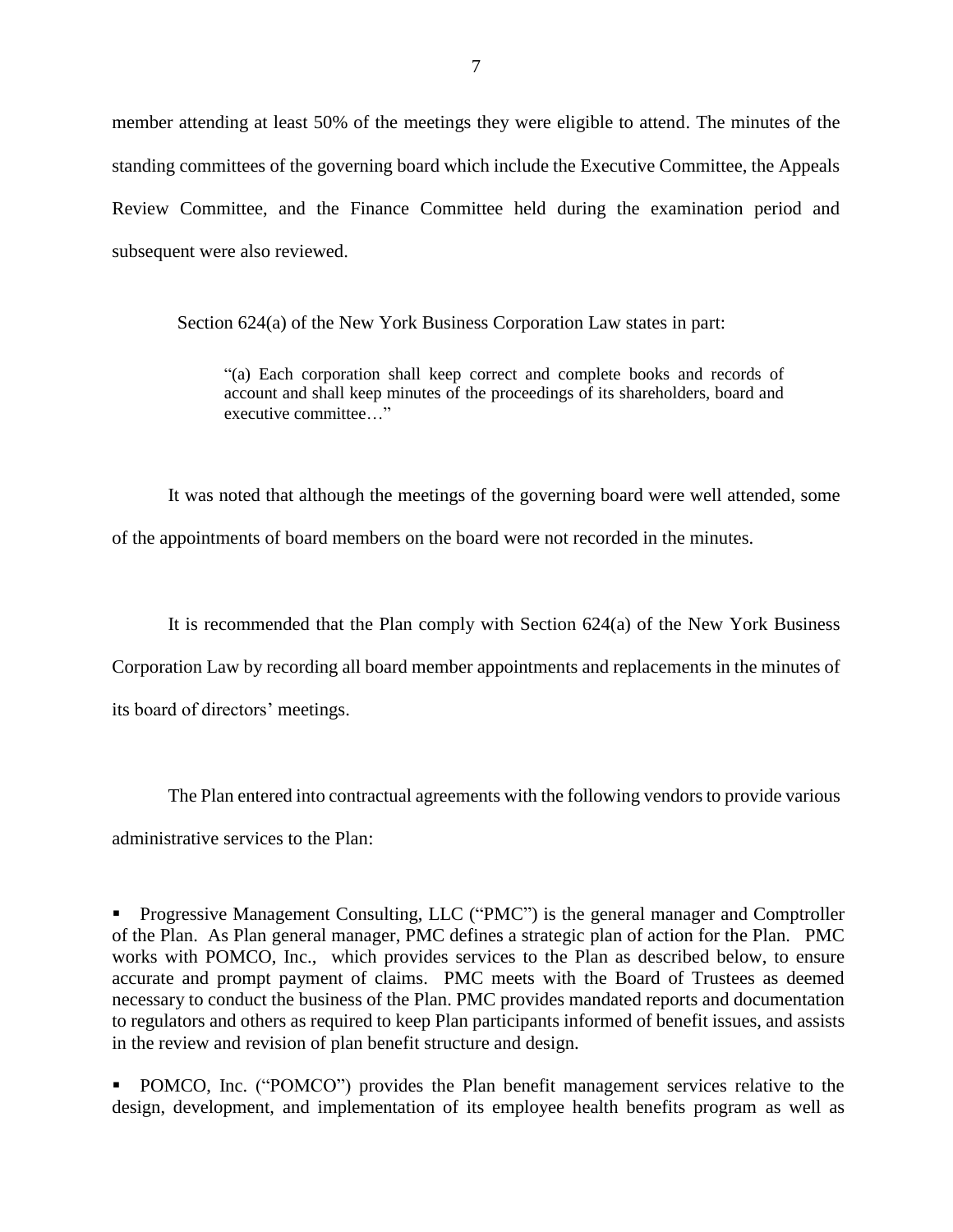member attending at least 50% of the meetings they were eligible to attend. The minutes of the standing committees of the governing board which include the Executive Committee, the Appeals Review Committee, and the Finance Committee held during the examination period and subsequent were also reviewed.

Section 624(a) of the New York Business Corporation Law states in part:

> "(a) Each corporation shall keep correct and complete books and records of account and shall keep minutes of the proceedings of its shareholders, board and executive committee…"

It was noted that although the meetings of the governing board were well attended, some of the appointments of board members on the board were not recorded in the minutes.

It is recommended that the Plan comply with Section 624(a) of the New York Business Corporation Law by recording all board member appointments and replacements in the minutes of its board of directors' meetings.

The Plan entered into contractual agreements with the following vendors to provide various administrative services to the Plan:

- Progressive Management Consulting, LLC ("PMC") is the general manager and Comptroller of the Plan. As Plan general manager, PMC defines a strategic plan of action for the Plan. PMC works with POMCO, Inc., which provides services to the Plan as described below, to ensure accurate and prompt payment of claims. PMC meets with the Board of Trustees as deemed necessary to conduct the business of the Plan. PMC provides mandated reports and documentation to regulators and others as required to keep Plan participants informed of benefit issues, and assists in the review and revision of plan benefit structure and design.

- POMCO, Inc. ("POMCO") provides the Plan benefit management services relative to the design, development, and implementation of its employee health benefits program as well as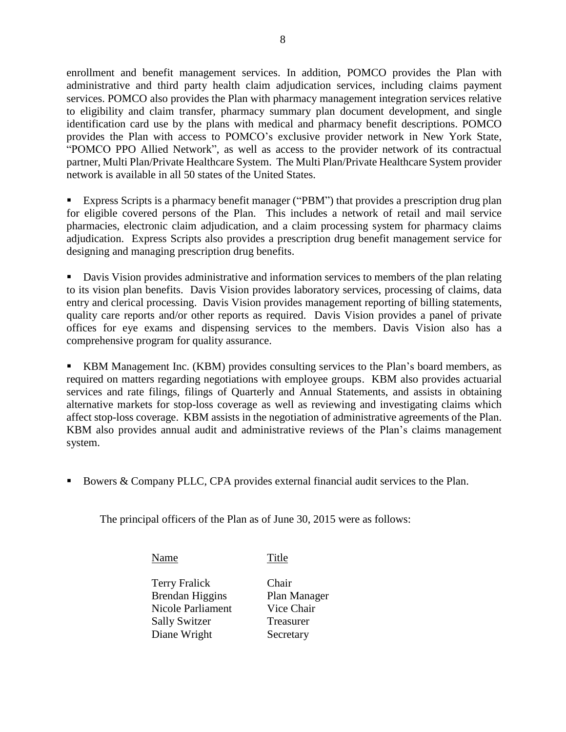enrollment and benefit management services. In addition, POMCO provides the Plan with administrative and third party health claim adjudication services, including claims payment services. POMCO also provides the Plan with pharmacy management integration services relative to eligibility and claim transfer, pharmacy summary plan document development, and single identification card use by the plans with medical and pharmacy benefit descriptions. POMCO provides the Plan with access to POMCO's exclusive provider network in New York State, "POMCO PPO Allied Network", as well as access to the provider network of its contractual partner, Multi Plan/Private Healthcare System. The Multi Plan/Private Healthcare System provider network is available in all 50 states of the United States.

- Express Scripts is a pharmacy benefit manager ("PBM") that provides a prescription drug plan for eligible covered persons of the Plan. This includes a network of retail and mail service pharmacies, electronic claim adjudication, and a claim processing system for pharmacy claims adjudication. Express Scripts also provides a prescription drug benefit management service for designing and managing prescription drug benefits.

- Davis Vision provides administrative and information services to members of the plan relating to its vision plan benefits. Davis Vision provides laboratory services, processing of claims, data entry and clerical processing. Davis Vision provides management reporting of billing statements, quality care reports and/or other reports as required. Davis Vision provides a panel of private offices for eye exams and dispensing services to the members. Davis Vision also has a comprehensive program for quality assurance.

- KBM Management Inc. (KBM) provides consulting services to the Plan's board members, as required on matters regarding negotiations with employee groups. KBM also provides actuarial services and rate filings, filings of Quarterly and Annual Statements, and assists in obtaining alternative markets for stop-loss coverage as well as reviewing and investigating claims which affect stop-loss coverage. KBM assists in the negotiation of administrative agreements of the Plan. KBM also provides annual audit and administrative reviews of the Plan's claims management system.

- Bowers & Company PLLC, CPA provides external financial audit services to the Plan.

The principal officers of the Plan as of June 30, 2015 were as follows:

| Name | Title |
|---|---|
| Terry Fralick | Chair |
| Brendan Higgins | Plan Manager |
| Nicole Parliament | Vice Chair |
| Sally Switzer | Treasurer |
| Diane Wright | Secretary |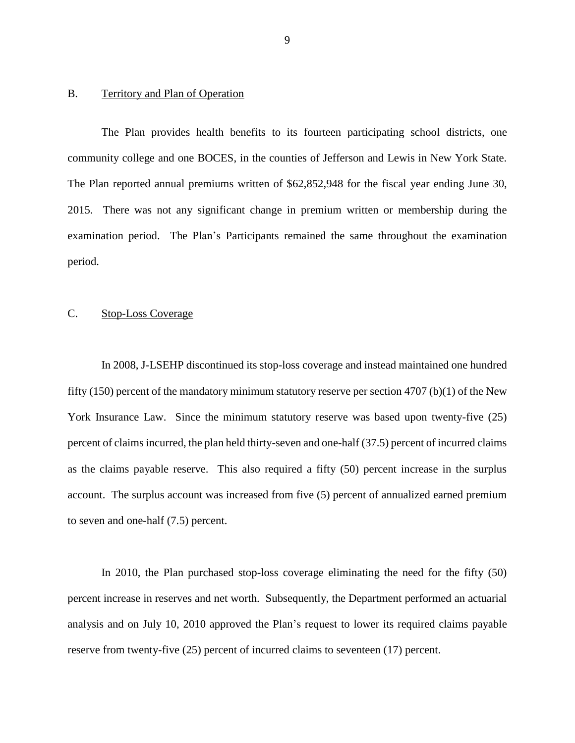## B. Territory and Plan of Operation

The Plan provides health benefits to its fourteen participating school districts, one community college and one BOCES, in the counties of Jefferson and Lewis in New York State. The Plan reported annual premiums written of $62,852,948 for the fiscal year ending June 30, 2015. There was not any significant change in premium written or membership during the examination period. The Plan's Participants remained the same throughout the examination period.

## C. Stop-Loss Coverage

In 2008, J-LSEHP discontinued its stop-loss coverage and instead maintained one hundred fifty (150) percent of the mandatory minimum statutory reserve per section 4707 (b)(1) of the New York Insurance Law. Since the minimum statutory reserve was based upon twenty-five (25) percent of claims incurred, the plan held thirty-seven and one-half (37.5) percent of incurred claims as the claims payable reserve. This also required a fifty (50) percent increase in the surplus account. The surplus account was increased from five (5) percent of annualized earned premium to seven and one-half (7.5) percent.

In 2010, the Plan purchased stop-loss coverage eliminating the need for the fifty (50) percent increase in reserves and net worth. Subsequently, the Department performed an actuarial analysis and on July 10, 2010 approved the Plan's request to lower its required claims payable reserve from twenty-five (25) percent of incurred claims to seventeen (17) percent.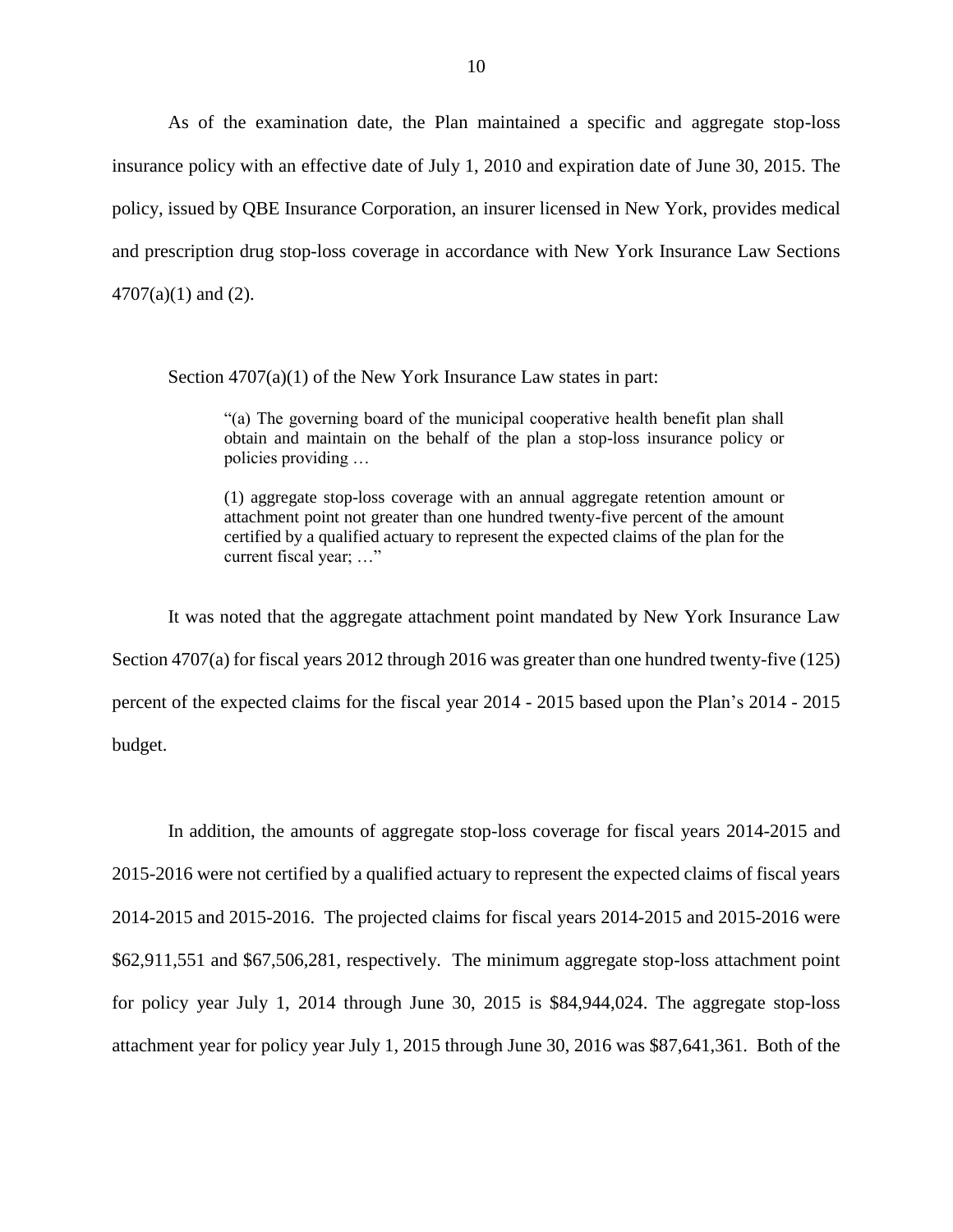As of the examination date, the Plan maintained a specific and aggregate stop-loss insurance policy with an effective date of July 1, 2010 and expiration date of June 30, 2015. The policy, issued by QBE Insurance Corporation, an insurer licensed in New York, provides medical and prescription drug stop-loss coverage in accordance with New York Insurance Law Sections 4707(a)(1) and (2).

Section 4707(a)(1) of the New York Insurance Law states in part:

> "(a) The governing board of the municipal cooperative health benefit plan shall obtain and maintain on the behalf of the plan a stop-loss insurance policy or policies providing …
>
> (1) aggregate stop-loss coverage with an annual aggregate retention amount or attachment point not greater than one hundred twenty-five percent of the amount certified by a qualified actuary to represent the expected claims of the plan for the current fiscal year; …"

It was noted that the aggregate attachment point mandated by New York Insurance Law Section 4707(a) for fiscal years 2012 through 2016 was greater than one hundred twenty-five (125) percent of the expected claims for the fiscal year 2014 - 2015 based upon the Plan's 2014 - 2015 budget.

In addition, the amounts of aggregate stop-loss coverage for fiscal years 2014-2015 and 2015-2016 were not certified by a qualified actuary to represent the expected claims of fiscal years 2014-2015 and 2015-2016. The projected claims for fiscal years 2014-2015 and 2015-2016 were $62,911,551 and $67,506,281, respectively. The minimum aggregate stop-loss attachment point for policy year July 1, 2014 through June 30, 2015 is $84,944,024. The aggregate stop-loss attachment year for policy year July 1, 2015 through June 30, 2016 was $87,641,361. Both of the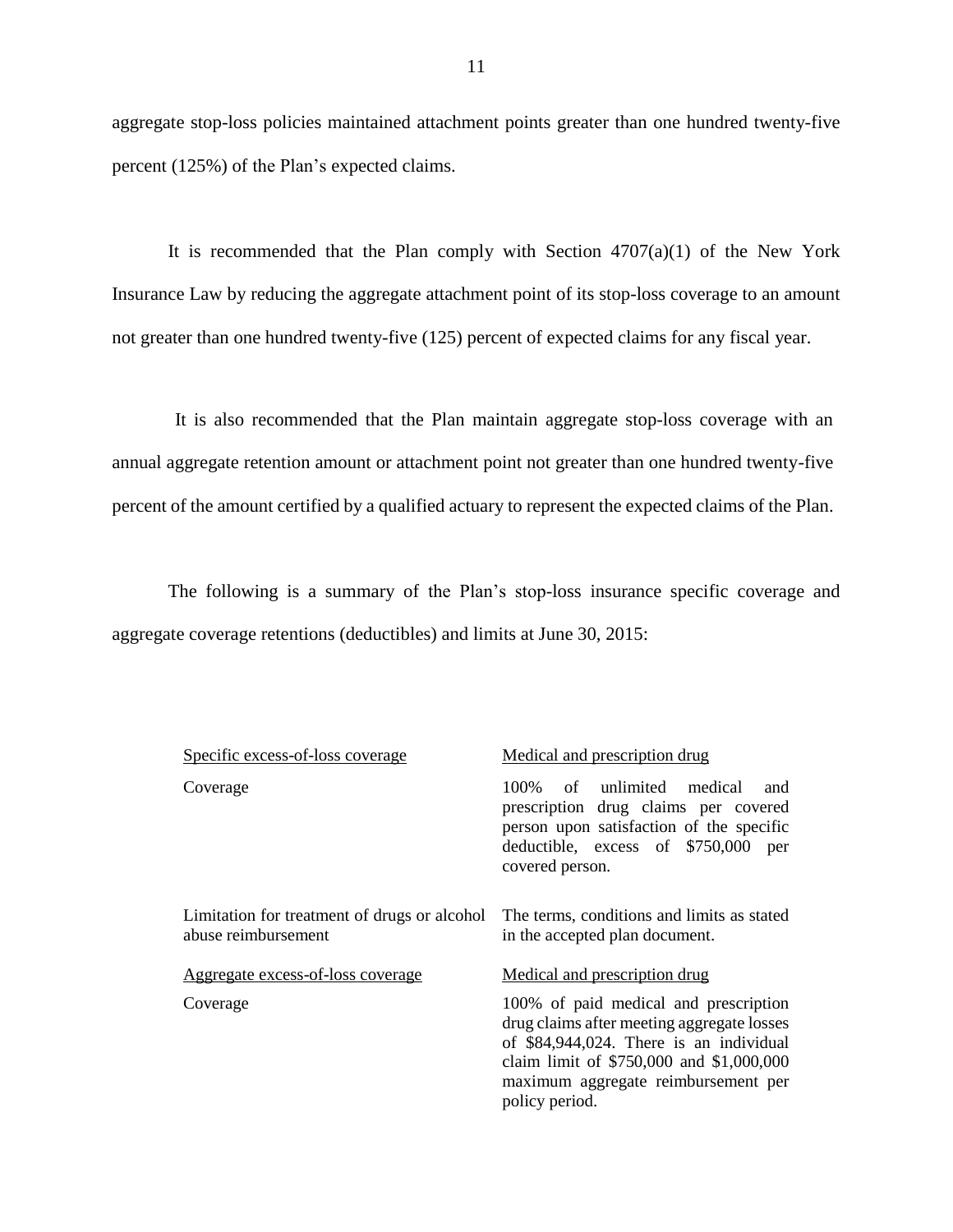aggregate stop-loss policies maintained attachment points greater than one hundred twenty-five percent (125%) of the Plan's expected claims.

It is recommended that the Plan comply with Section 4707(a)(1) of the New York Insurance Law by reducing the aggregate attachment point of its stop-loss coverage to an amount not greater than one hundred twenty-five (125) percent of expected claims for any fiscal year.

It is also recommended that the Plan maintain aggregate stop-loss coverage with an annual aggregate retention amount or attachment point not greater than one hundred twenty-five percent of the amount certified by a qualified actuary to represent the expected claims of the Plan.

The following is a summary of the Plan's stop-loss insurance specific coverage and aggregate coverage retentions (deductibles) and limits at June 30, 2015:

| | |
|---|---|
| Specific excess-of-loss coverage | Medical and prescription drug |
| Coverage | 100% of unlimited medical and prescription drug claims per covered person upon satisfaction of the specific deductible, excess of $750,000 per covered person. |
| Limitation for treatment of drugs or alcohol abuse reimbursement | The terms, conditions and limits as stated in the accepted plan document. |
| Aggregate excess-of-loss coverage | Medical and prescription drug |
| Coverage | 100% of paid medical and prescription drug claims after meeting aggregate losses of $84,944,024. There is an individual claim limit of $750,000 and $1,000,000 maximum aggregate reimbursement per policy period. |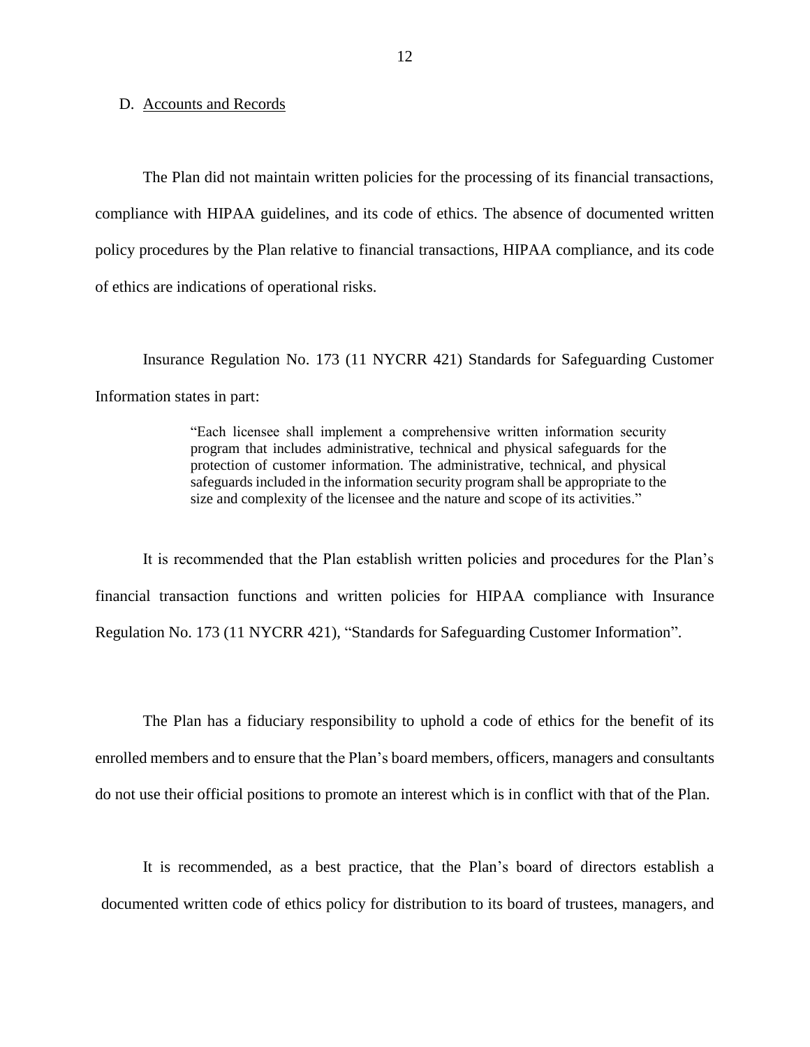## D. Accounts and Records

The Plan did not maintain written policies for the processing of its financial transactions, compliance with HIPAA guidelines, and its code of ethics. The absence of documented written policy procedures by the Plan relative to financial transactions, HIPAA compliance, and its code of ethics are indications of operational risks.

Insurance Regulation No. 173 (11 NYCRR 421) Standards for Safeguarding Customer Information states in part:

> "Each licensee shall implement a comprehensive written information security program that includes administrative, technical and physical safeguards for the protection of customer information. The administrative, technical, and physical safeguards included in the information security program shall be appropriate to the size and complexity of the licensee and the nature and scope of its activities."

It is recommended that the Plan establish written policies and procedures for the Plan's financial transaction functions and written policies for HIPAA compliance with Insurance Regulation No. 173 (11 NYCRR 421), "Standards for Safeguarding Customer Information".

The Plan has a fiduciary responsibility to uphold a code of ethics for the benefit of its enrolled members and to ensure that the Plan's board members, officers, managers and consultants do not use their official positions to promote an interest which is in conflict with that of the Plan.

It is recommended, as a best practice, that the Plan's board of directors establish a documented written code of ethics policy for distribution to its board of trustees, managers, and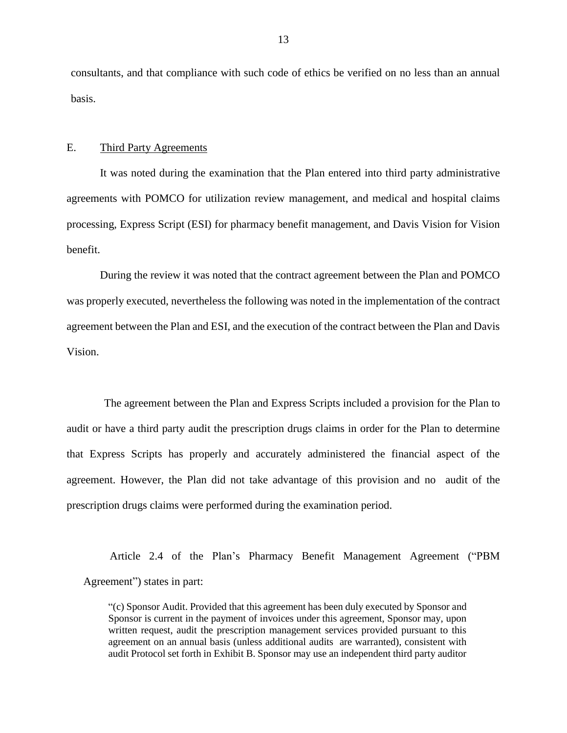consultants, and that compliance with such code of ethics be verified on no less than an annual basis.

## E. Third Party Agreements

It was noted during the examination that the Plan entered into third party administrative agreements with POMCO for utilization review management, and medical and hospital claims processing, Express Script (ESI) for pharmacy benefit management, and Davis Vision for Vision benefit.

During the review it was noted that the contract agreement between the Plan and POMCO was properly executed, nevertheless the following was noted in the implementation of the contract agreement between the Plan and ESI, and the execution of the contract between the Plan and Davis Vision.

The agreement between the Plan and Express Scripts included a provision for the Plan to audit or have a third party audit the prescription drugs claims in order for the Plan to determine that Express Scripts has properly and accurately administered the financial aspect of the agreement. However, the Plan did not take advantage of this provision and no audit of the prescription drugs claims were performed during the examination period.

Article 2.4 of the Plan's Pharmacy Benefit Management Agreement ("PBM Agreement") states in part:

> "(c) Sponsor Audit. Provided that this agreement has been duly executed by Sponsor and Sponsor is current in the payment of invoices under this agreement, Sponsor may, upon written request, audit the prescription management services provided pursuant to this agreement on an annual basis (unless additional audits are warranted), consistent with audit Protocol set forth in Exhibit B. Sponsor may use an independent third party auditor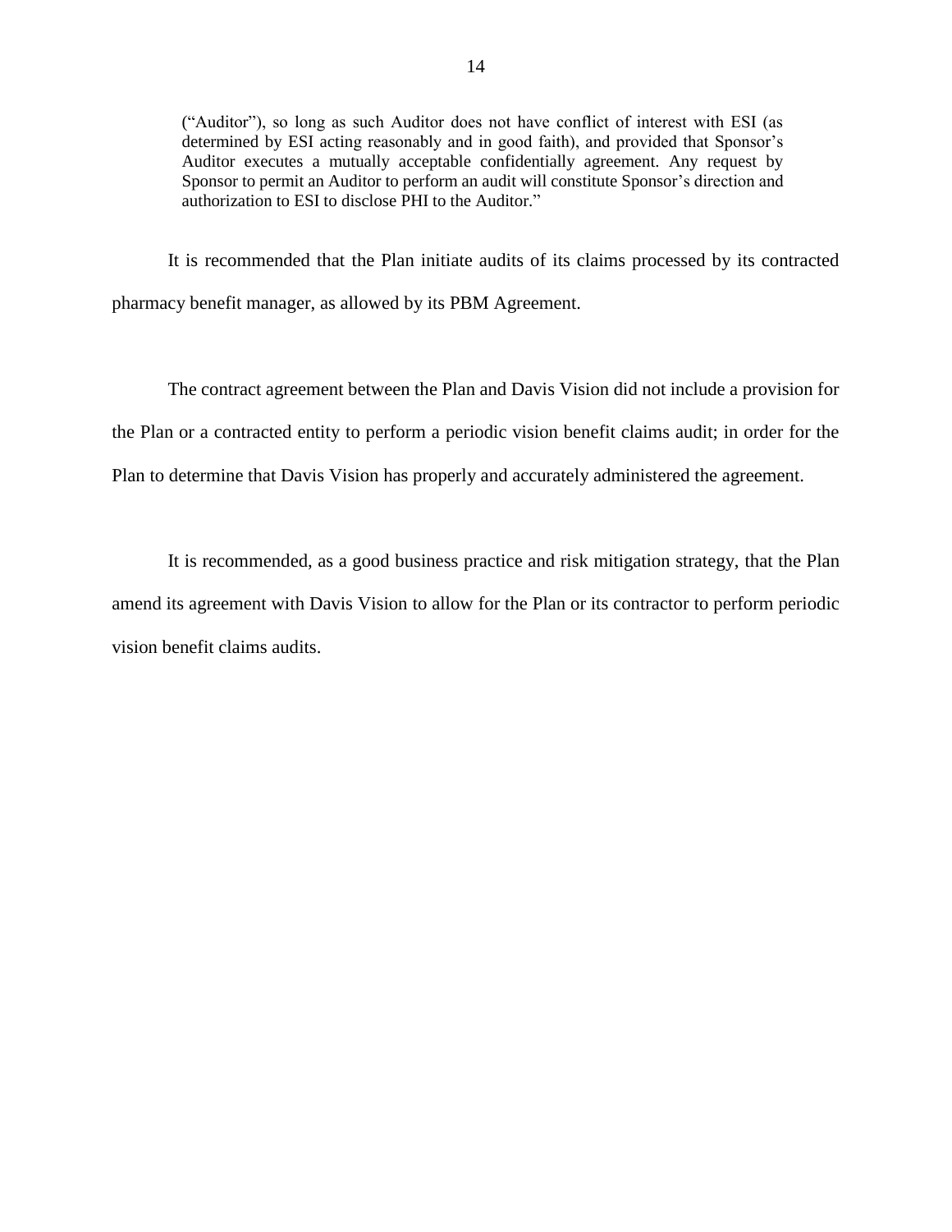> ("Auditor"), so long as such Auditor does not have conflict of interest with ESI (as determined by ESI acting reasonably and in good faith), and provided that Sponsor's Auditor executes a mutually acceptable confidentially agreement. Any request by Sponsor to permit an Auditor to perform an audit will constitute Sponsor's direction and authorization to ESI to disclose PHI to the Auditor."

It is recommended that the Plan initiate audits of its claims processed by its contracted pharmacy benefit manager, as allowed by its PBM Agreement.

The contract agreement between the Plan and Davis Vision did not include a provision for the Plan or a contracted entity to perform a periodic vision benefit claims audit; in order for the Plan to determine that Davis Vision has properly and accurately administered the agreement.

It is recommended, as a good business practice and risk mitigation strategy, that the Plan amend its agreement with Davis Vision to allow for the Plan or its contractor to perform periodic vision benefit claims audits.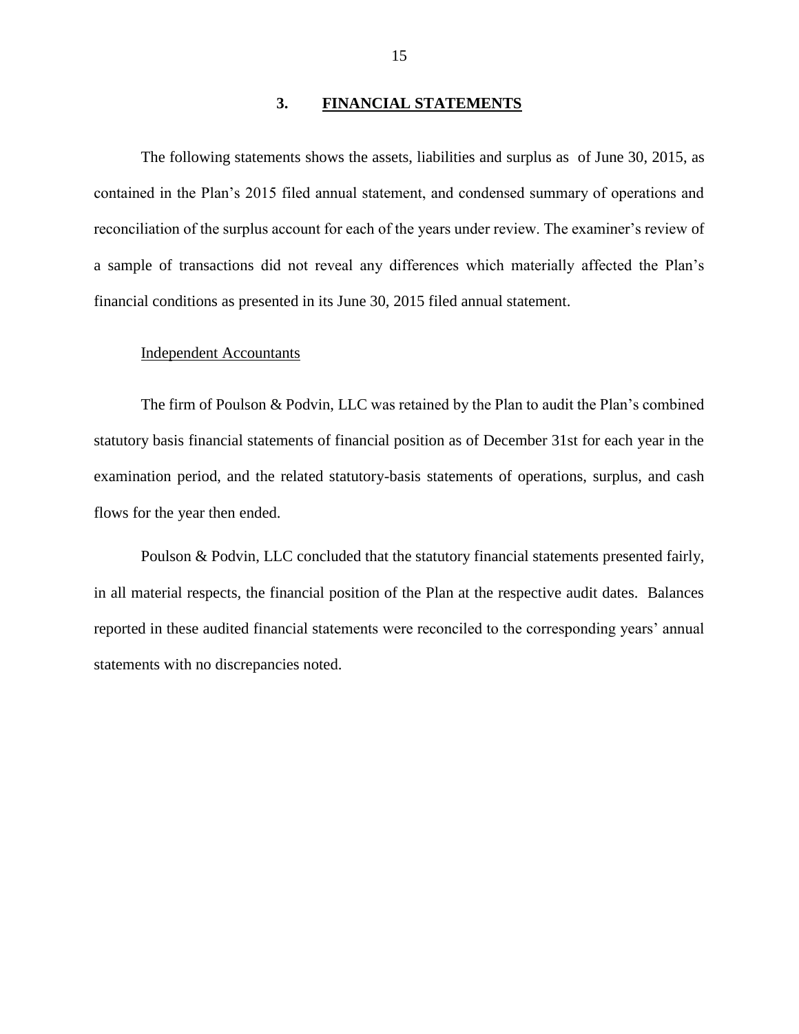## 3. **FINANCIAL STATEMENTS**

The following statements shows the assets, liabilities and surplus as of June 30, 2015, as contained in the Plan's 2015 filed annual statement, and condensed summary of operations and reconciliation of the surplus account for each of the years under review. The examiner's review of a sample of transactions did not reveal any differences which materially affected the Plan's financial conditions as presented in its June 30, 2015 filed annual statement.

Independent Accountants

The firm of Poulson & Podvin, LLC was retained by the Plan to audit the Plan's combined statutory basis financial statements of financial position as of December 31st for each year in the examination period, and the related statutory-basis statements of operations, surplus, and cash flows for the year then ended.

Poulson & Podvin, LLC concluded that the statutory financial statements presented fairly, in all material respects, the financial position of the Plan at the respective audit dates. Balances reported in these audited financial statements were reconciled to the corresponding years' annual statements with no discrepancies noted.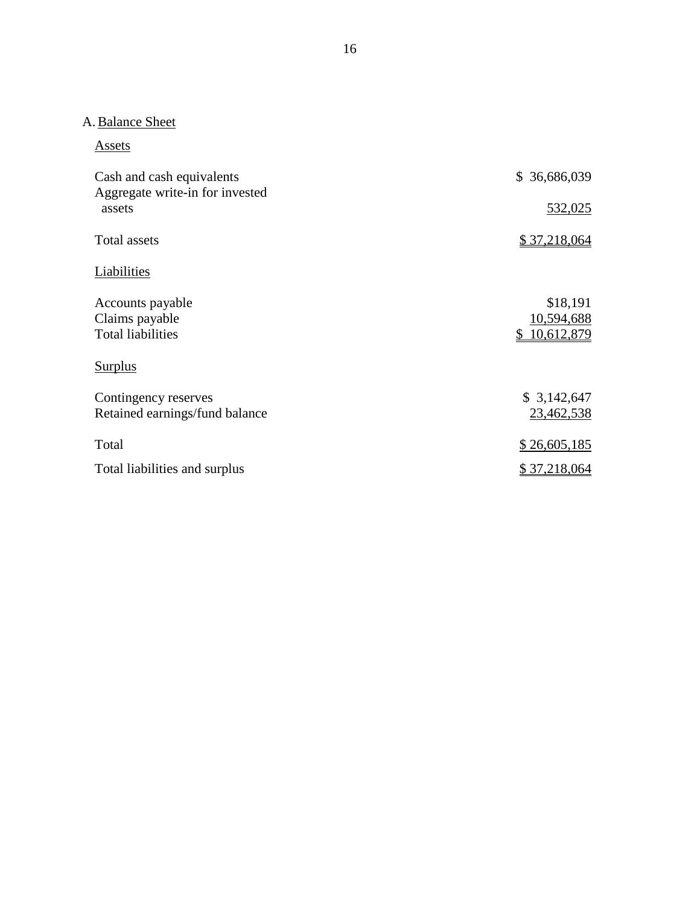A. Balance Sheet

Assets

| | |
|---|---|
| Cash and cash equivalents | $ 36,686,039 |
| Aggregate write-in for invested assets | 532,025 |
| Total assets | $ 37,218,064 |

Liabilities

| | |
|---|---|
| Accounts payable | $18,191 |
| Claims payable | 10,594,688 |
| Total liabilities | $ 10,612,879 |

Surplus

| | |
|---|---|
| Contingency reserves | $ 3,142,647 |
| Retained earnings/fund balance | 23,462,538 |
| Total | $ 26,605,185 |
| Total liabilities and surplus | $ 37,218,064 |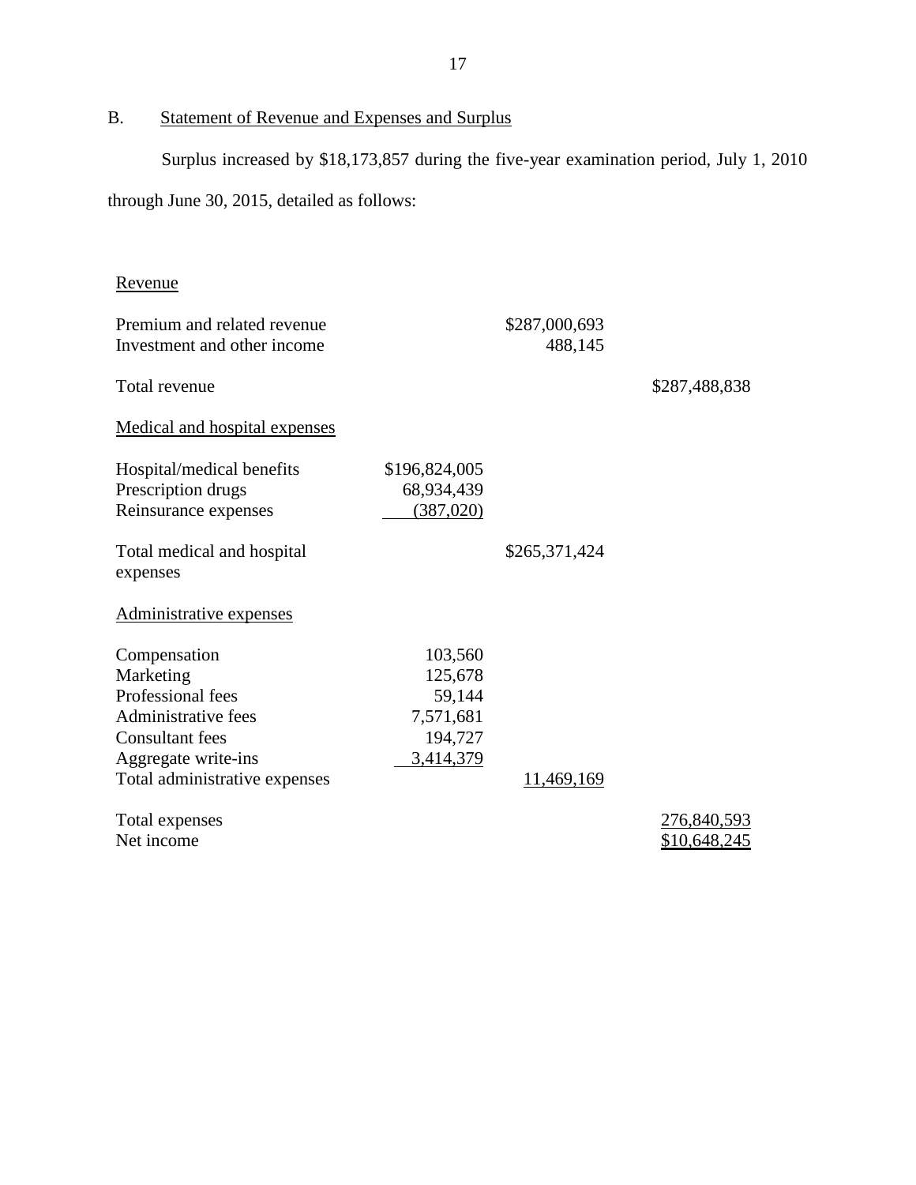## B. Statement of Revenue and Expenses and Surplus

Surplus increased by $18,173,857 during the five-year examination period, July 1, 2010 through June 30, 2015, detailed as follows:

| | | | |
|---|---|---|---|
| Revenue | | | |
| Premium and related revenue | | $287,000,693 | |
| Investment and other income | | 488,145 | |
| Total revenue | | | $287,488,838 |
| Medical and hospital expenses | | | |
| Hospital/medical benefits | $196,824,005 | | |
| Prescription drugs | 68,934,439 | | |
| Reinsurance expenses | (387,020) | | |
| Total medical and hospital expenses | | $265,371,424 | |
| Administrative expenses | | | |
| Compensation | 103,560 | | |
| Marketing | 125,678 | | |
| Professional fees | 59,144 | | |
| Administrative fees | 7,571,681 | | |
| Consultant fees | 194,727 | | |
| Aggregate write-ins | 3,414,379 | | |
| Total administrative expenses | | 11,469,169 | |
| Total expenses | | | 276,840,593 |
| Net income | | | $10,648,245 |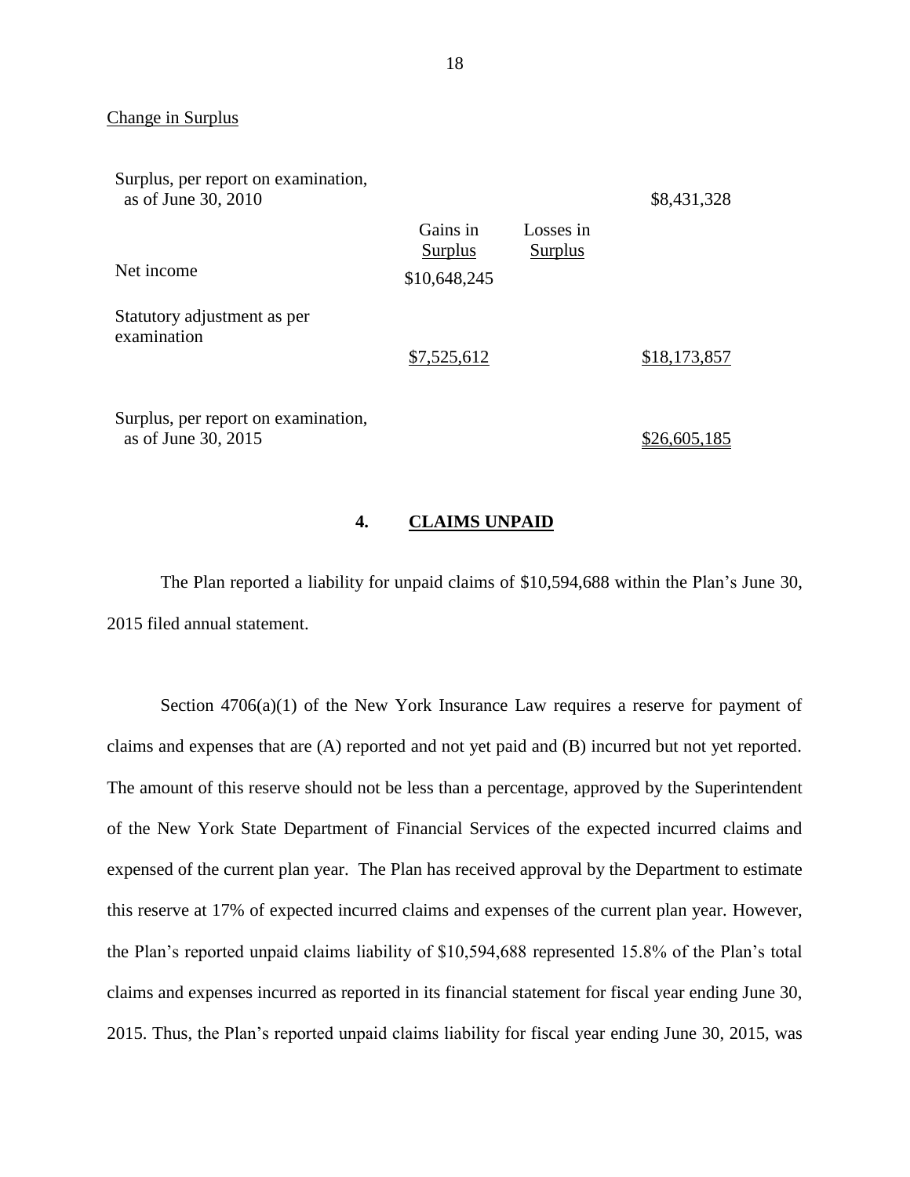Change in Surplus

| | Gains in Surplus | Losses in Surplus | |
|---|---|---|---|
| Surplus, per report on examination, as of June 30, 2010 | | | $8,431,328 |
| Net income | $10,648,245 | | |
| Statutory adjustment as per examination | $7,525,612 | | $18,173,857 |
| Surplus, per report on examination, as of June 30, 2015 | | | $26,605,185 |

## 4. CLAIMS UNPAID

The Plan reported a liability for unpaid claims of $10,594,688 within the Plan's June 30, 2015 filed annual statement.

Section 4706(a)(1) of the New York Insurance Law requires a reserve for payment of claims and expenses that are (A) reported and not yet paid and (B) incurred but not yet reported. The amount of this reserve should not be less than a percentage, approved by the Superintendent of the New York State Department of Financial Services of the expected incurred claims and expensed of the current plan year. The Plan has received approval by the Department to estimate this reserve at 17% of expected incurred claims and expenses of the current plan year. However, the Plan's reported unpaid claims liability of $10,594,688 represented 15.8% of the Plan's total claims and expenses incurred as reported in its financial statement for fiscal year ending June 30, 2015. Thus, the Plan's reported unpaid claims liability for fiscal year ending June 30, 2015, was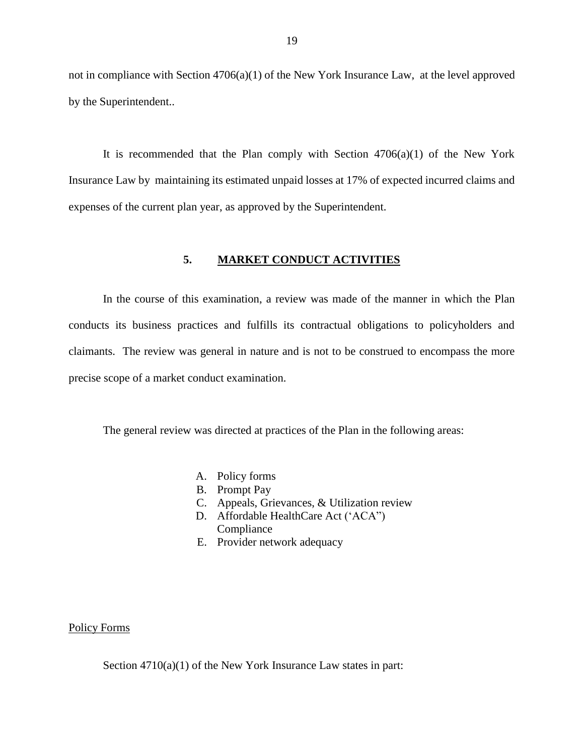not in compliance with Section 4706(a)(1) of the New York Insurance Law, at the level approved by the Superintendent..

It is recommended that the Plan comply with Section 4706(a)(1) of the New York Insurance Law by maintaining its estimated unpaid losses at 17% of expected incurred claims and expenses of the current plan year, as approved by the Superintendent.

## 5. MARKET CONDUCT ACTIVITIES

In the course of this examination, a review was made of the manner in which the Plan conducts its business practices and fulfills its contractual obligations to policyholders and claimants. The review was general in nature and is not to be construed to encompass the more precise scope of a market conduct examination.

The general review was directed at practices of the Plan in the following areas:

A. Policy forms
B. Prompt Pay
C. Appeals, Grievances, & Utilization review
D. Affordable HealthCare Act ('ACA") Compliance
E. Provider network adequacy

Policy Forms

Section 4710(a)(1) of the New York Insurance Law states in part: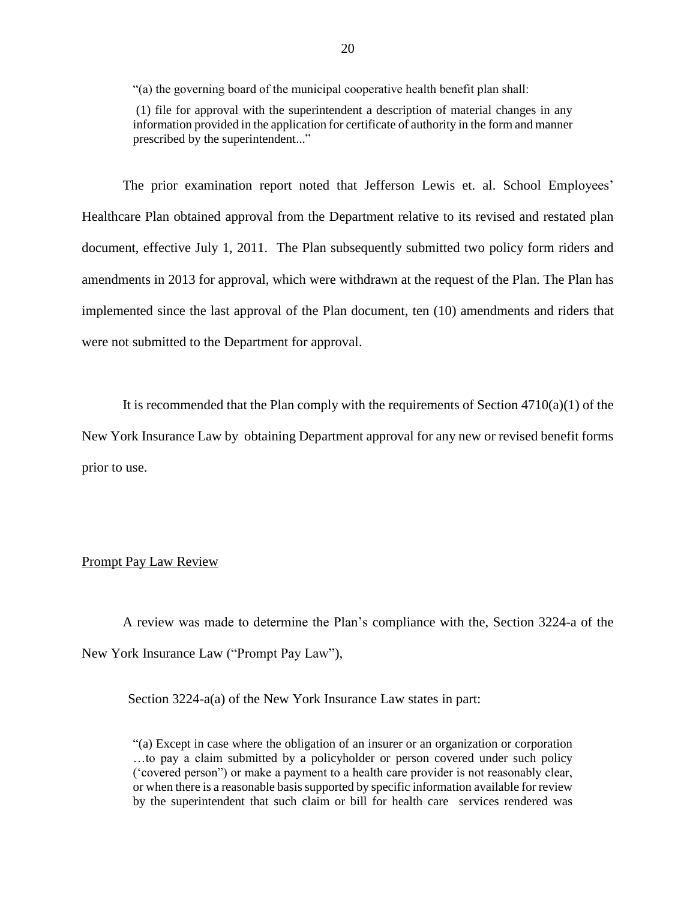> "(a) the governing board of the municipal cooperative health benefit plan shall:
>
> (1) file for approval with the superintendent a description of material changes in any information provided in the application for certificate of authority in the form and manner prescribed by the superintendent..."

The prior examination report noted that Jefferson Lewis et. al. School Employees' Healthcare Plan obtained approval from the Department relative to its revised and restated plan document, effective July 1, 2011. The Plan subsequently submitted two policy form riders and amendments in 2013 for approval, which were withdrawn at the request of the Plan. The Plan has implemented since the last approval of the Plan document, ten (10) amendments and riders that were not submitted to the Department for approval.

It is recommended that the Plan comply with the requirements of Section 4710(a)(1) of the New York Insurance Law by obtaining Department approval for any new or revised benefit forms prior to use.

## Prompt Pay Law Review

A review was made to determine the Plan's compliance with the, Section 3224-a of the New York Insurance Law ("Prompt Pay Law"),

Section 3224-a(a) of the New York Insurance Law states in part:

> "(a) Except in case where the obligation of an insurer or an organization or corporation …to pay a claim submitted by a policyholder or person covered under such policy ('covered person") or make a payment to a health care provider is not reasonably clear, or when there is a reasonable basis supported by specific information available for review by the superintendent that such claim or bill for health care services rendered was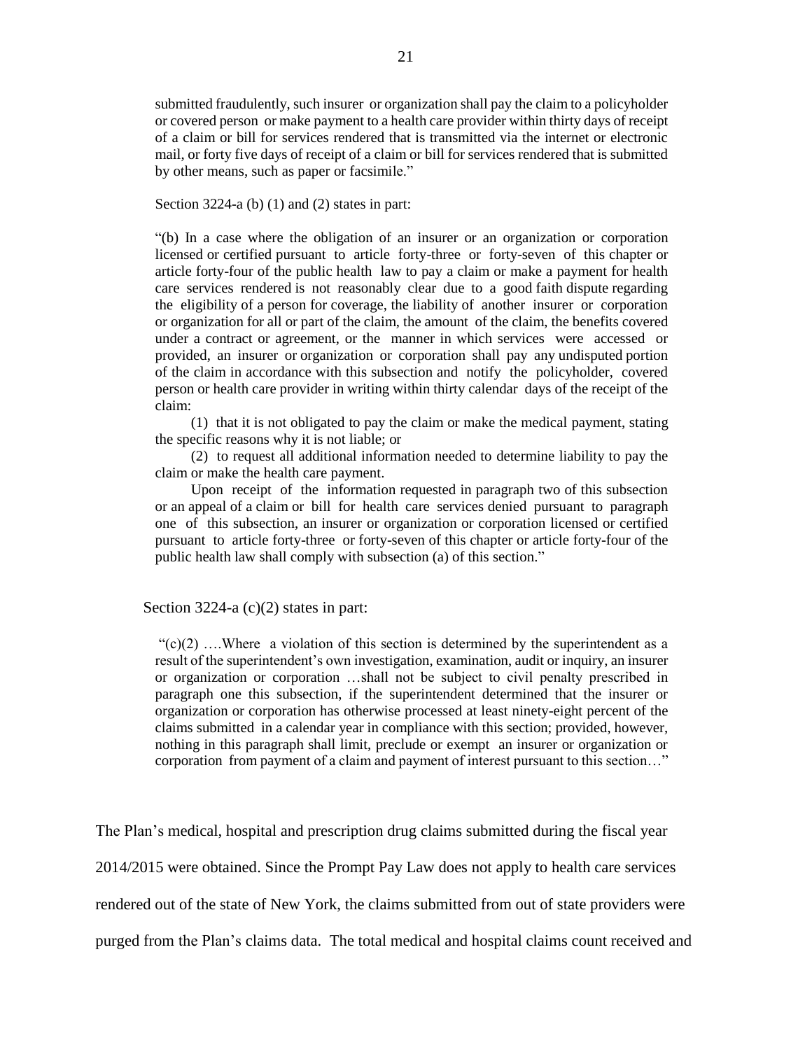submitted fraudulently, such insurer or organization shall pay the claim to a policyholder or covered person or make payment to a health care provider within thirty days of receipt of a claim or bill for services rendered that is transmitted via the internet or electronic mail, or forty five days of receipt of a claim or bill for services rendered that is submitted by other means, such as paper or facsimile."

Section 3224-a (b) (1) and (2) states in part:

"(b) In a case where the obligation of an insurer or an organization or corporation licensed or certified pursuant to article forty-three or forty-seven of this chapter or article forty-four of the public health law to pay a claim or make a payment for health care services rendered is not reasonably clear due to a good faith dispute regarding the eligibility of a person for coverage, the liability of another insurer or corporation or organization for all or part of the claim, the amount of the claim, the benefits covered under a contract or agreement, or the manner in which services were accessed or provided, an insurer or organization or corporation shall pay any undisputed portion of the claim in accordance with this subsection and notify the policyholder, covered person or health care provider in writing within thirty calendar days of the receipt of the claim:

(1) that it is not obligated to pay the claim or make the medical payment, stating the specific reasons why it is not liable; or

(2) to request all additional information needed to determine liability to pay the claim or make the health care payment.

Upon receipt of the information requested in paragraph two of this subsection or an appeal of a claim or bill for health care services denied pursuant to paragraph one of this subsection, an insurer or organization or corporation licensed or certified pursuant to article forty-three or forty-seven of this chapter or article forty-four of the public health law shall comply with subsection (a) of this section."

Section 3224-a (c)(2) states in part:

"(c)(2) ….Where a violation of this section is determined by the superintendent as a result of the superintendent's own investigation, examination, audit or inquiry, an insurer or organization or corporation …shall not be subject to civil penalty prescribed in paragraph one this subsection, if the superintendent determined that the insurer or organization or corporation has otherwise processed at least ninety-eight percent of the claims submitted in a calendar year in compliance with this section; provided, however, nothing in this paragraph shall limit, preclude or exempt an insurer or organization or corporation from payment of a claim and payment of interest pursuant to this section…"

The Plan's medical, hospital and prescription drug claims submitted during the fiscal year 2014/2015 were obtained. Since the Prompt Pay Law does not apply to health care services rendered out of the state of New York, the claims submitted from out of state providers were purged from the Plan's claims data. The total medical and hospital claims count received and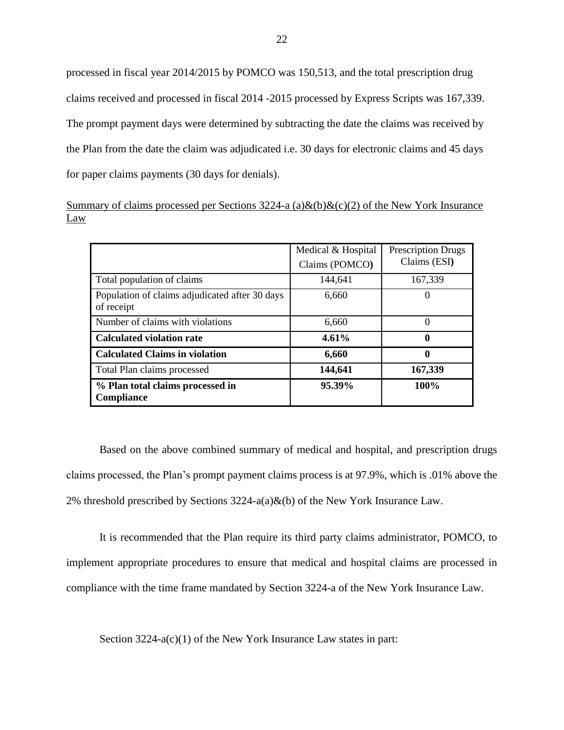processed in fiscal year 2014/2015 by POMCO was 150,513, and the total prescription drug claims received and processed in fiscal 2014 -2015 processed by Express Scripts was 167,339. The prompt payment days were determined by subtracting the date the claims was received by the Plan from the date the claim was adjudicated i.e. 30 days for electronic claims and 45 days for paper claims payments (30 days for denials).

<u>Summary of claims processed per Sections 3224-a (a)&(b)&(c)(2) of the New York Insurance Law</u>

| | Medical & Hospital Claims (POMCO) | Prescription Drugs Claims (ESI) |
|---|---|---|
| Total population of claims | 144,641 | 167,339 |
| Population of claims adjudicated after 30 days of receipt | 6,660 | 0 |
| Number of claims with violations | 6,660 | 0 |
| **Calculated violation rate** | **4.61%** | **0** |
| **Calculated Claims in violation** | **6,660** | **0** |
| Total Plan claims processed | **144,641** | **167,339** |
| **% Plan total claims processed in Compliance** | **95.39%** | **100%** |

Based on the above combined summary of medical and hospital, and prescription drugs claims processed, the Plan's prompt payment claims process is at 97.9%, which is .01% above the 2% threshold prescribed by Sections 3224-a(a)&(b) of the New York Insurance Law.

It is recommended that the Plan require its third party claims administrator, POMCO, to implement appropriate procedures to ensure that medical and hospital claims are processed in compliance with the time frame mandated by Section 3224-a of the New York Insurance Law.

Section 3224-a(c)(1) of the New York Insurance Law states in part: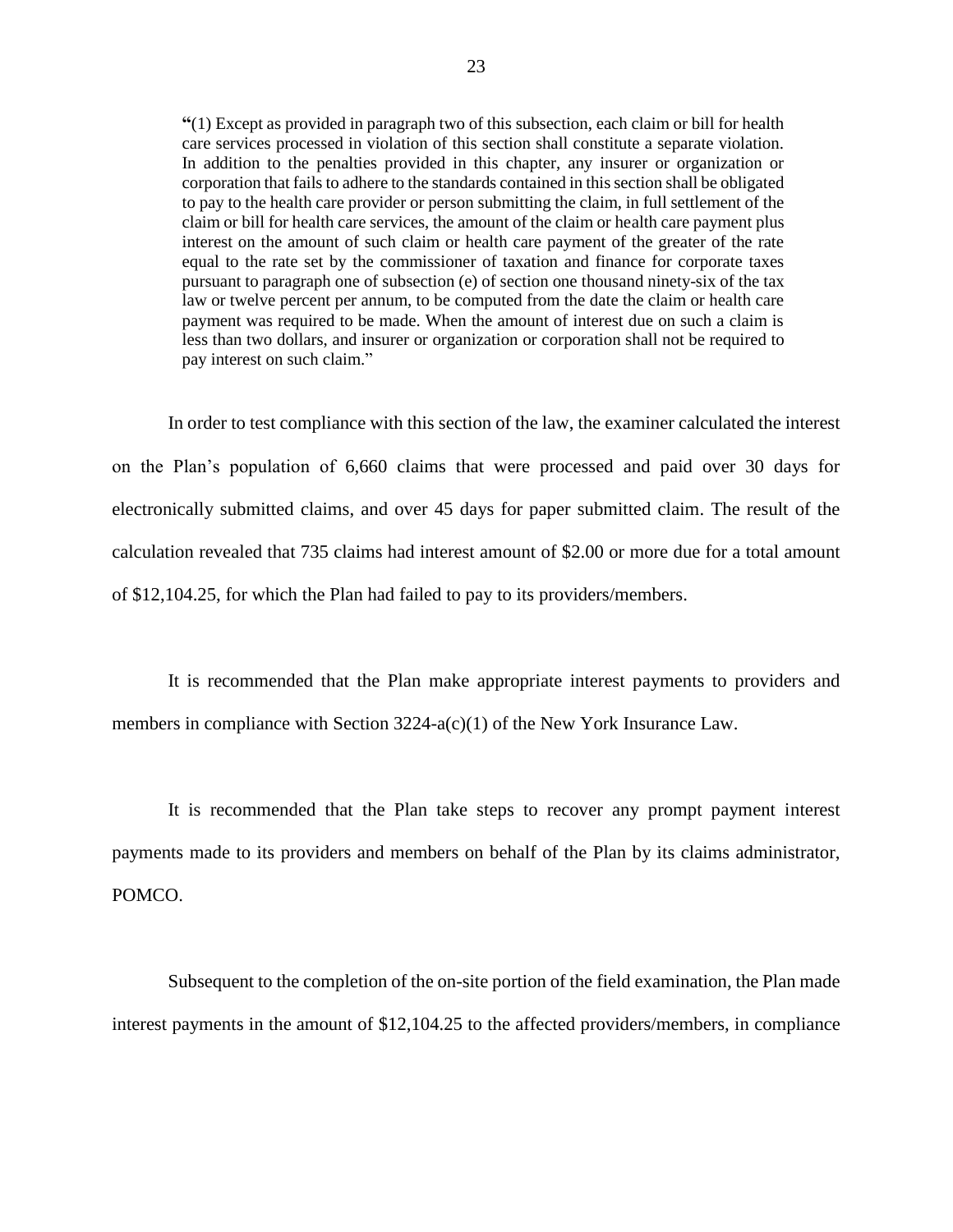> "(1) Except as provided in paragraph two of this subsection, each claim or bill for health care services processed in violation of this section shall constitute a separate violation. In addition to the penalties provided in this chapter, any insurer or organization or corporation that fails to adhere to the standards contained in this section shall be obligated to pay to the health care provider or person submitting the claim, in full settlement of the claim or bill for health care services, the amount of the claim or health care payment plus interest on the amount of such claim or health care payment of the greater of the rate equal to the rate set by the commissioner of taxation and finance for corporate taxes pursuant to paragraph one of subsection (e) of section one thousand ninety-six of the tax law or twelve percent per annum, to be computed from the date the claim or health care payment was required to be made. When the amount of interest due on such a claim is less than two dollars, and insurer or organization or corporation shall not be required to pay interest on such claim."

In order to test compliance with this section of the law, the examiner calculated the interest on the Plan's population of 6,660 claims that were processed and paid over 30 days for electronically submitted claims, and over 45 days for paper submitted claim. The result of the calculation revealed that 735 claims had interest amount of $2.00 or more due for a total amount of $12,104.25, for which the Plan had failed to pay to its providers/members.

It is recommended that the Plan make appropriate interest payments to providers and members in compliance with Section 3224-a(c)(1) of the New York Insurance Law.

It is recommended that the Plan take steps to recover any prompt payment interest payments made to its providers and members on behalf of the Plan by its claims administrator, POMCO.

Subsequent to the completion of the on-site portion of the field examination, the Plan made interest payments in the amount of $12,104.25 to the affected providers/members, in compliance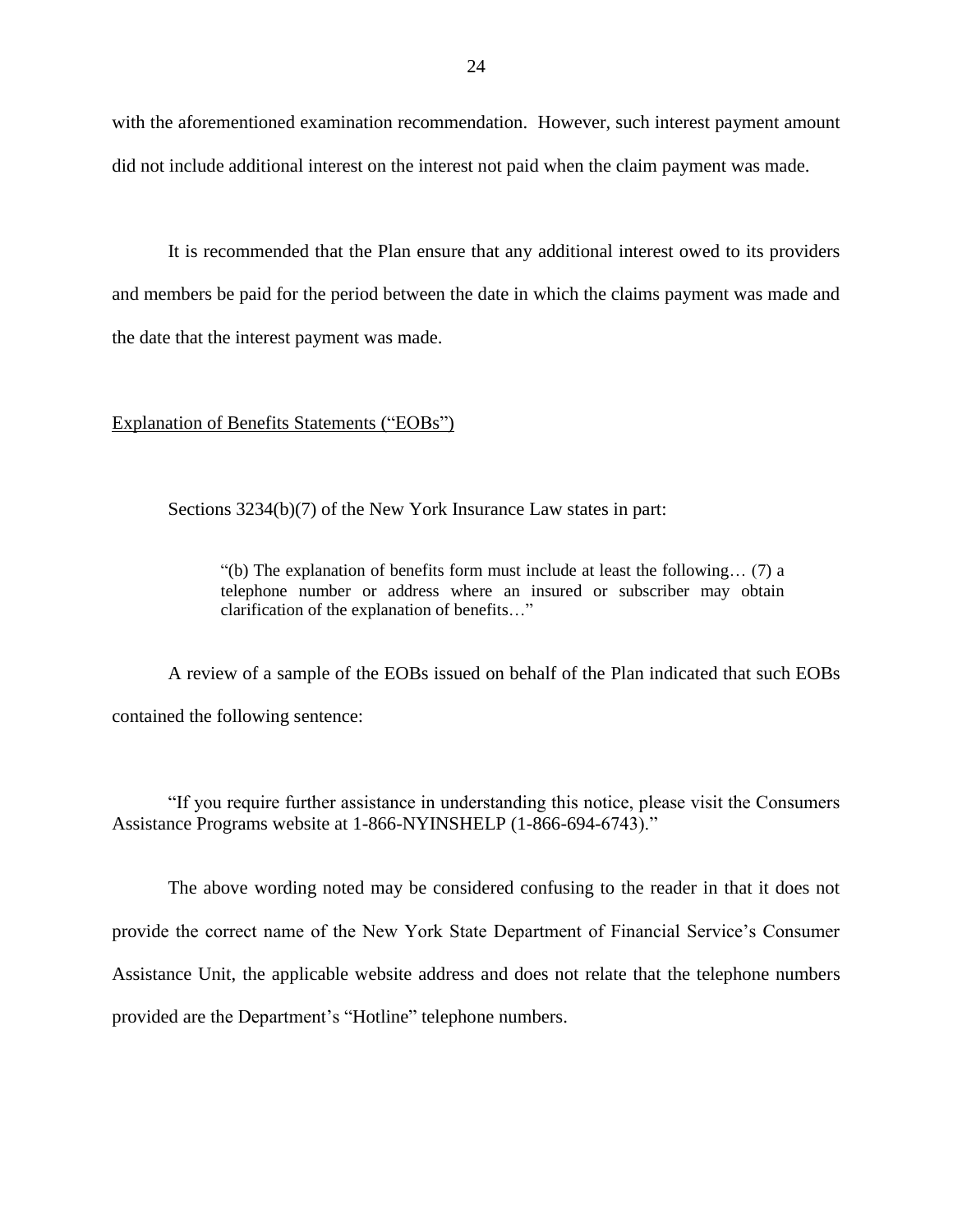with the aforementioned examination recommendation. However, such interest payment amount did not include additional interest on the interest not paid when the claim payment was made.

It is recommended that the Plan ensure that any additional interest owed to its providers and members be paid for the period between the date in which the claims payment was made and the date that the interest payment was made.

Explanation of Benefits Statements ("EOBs")

Sections 3234(b)(7) of the New York Insurance Law states in part:

> "(b) The explanation of benefits form must include at least the following… (7) a telephone number or address where an insured or subscriber may obtain clarification of the explanation of benefits…"

A review of a sample of the EOBs issued on behalf of the Plan indicated that such EOBs contained the following sentence:

"If you require further assistance in understanding this notice, please visit the Consumers Assistance Programs website at 1-866-NYINSHELP (1-866-694-6743)."

The above wording noted may be considered confusing to the reader in that it does not provide the correct name of the New York State Department of Financial Service's Consumer Assistance Unit, the applicable website address and does not relate that the telephone numbers provided are the Department's "Hotline" telephone numbers.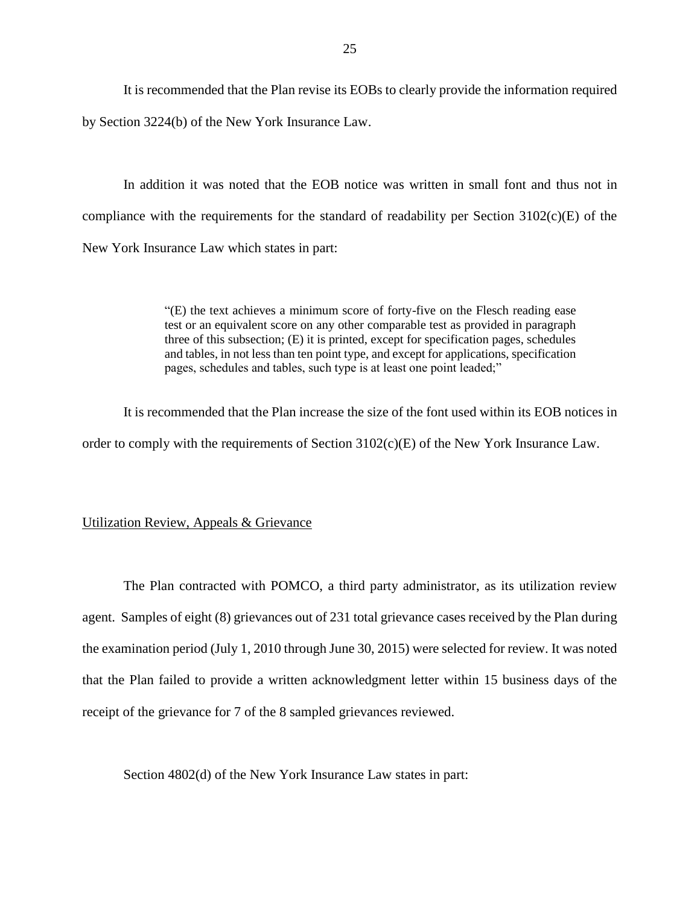It is recommended that the Plan revise its EOBs to clearly provide the information required by Section 3224(b) of the New York Insurance Law.

In addition it was noted that the EOB notice was written in small font and thus not in compliance with the requirements for the standard of readability per Section 3102(c)(E) of the New York Insurance Law which states in part:

> "(E) the text achieves a minimum score of forty-five on the Flesch reading ease test or an equivalent score on any other comparable test as provided in paragraph three of this subsection; (E) it is printed, except for specification pages, schedules and tables, in not less than ten point type, and except for applications, specification pages, schedules and tables, such type is at least one point leaded;"

It is recommended that the Plan increase the size of the font used within its EOB notices in order to comply with the requirements of Section 3102(c)(E) of the New York Insurance Law.

Utilization Review, Appeals & Grievance

The Plan contracted with POMCO, a third party administrator, as its utilization review agent. Samples of eight (8) grievances out of 231 total grievance cases received by the Plan during the examination period (July 1, 2010 through June 30, 2015) were selected for review. It was noted that the Plan failed to provide a written acknowledgment letter within 15 business days of the receipt of the grievance for 7 of the 8 sampled grievances reviewed.

Section 4802(d) of the New York Insurance Law states in part: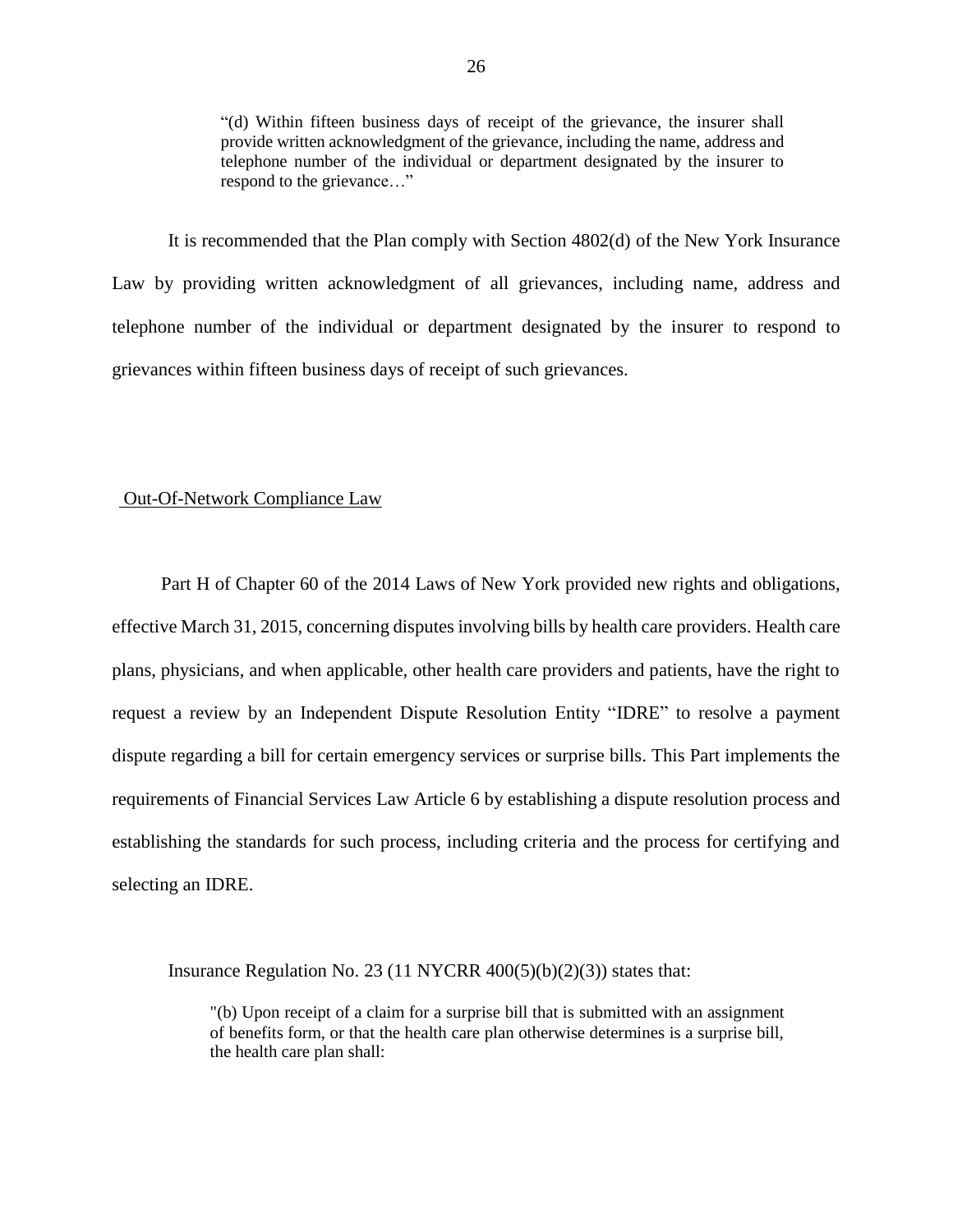> "(d) Within fifteen business days of receipt of the grievance, the insurer shall provide written acknowledgment of the grievance, including the name, address and telephone number of the individual or department designated by the insurer to respond to the grievance…"

It is recommended that the Plan comply with Section 4802(d) of the New York Insurance Law by providing written acknowledgment of all grievances, including name, address and telephone number of the individual or department designated by the insurer to respond to grievances within fifteen business days of receipt of such grievances.

Out-Of-Network Compliance Law

Part H of Chapter 60 of the 2014 Laws of New York provided new rights and obligations, effective March 31, 2015, concerning disputes involving bills by health care providers. Health care plans, physicians, and when applicable, other health care providers and patients, have the right to request a review by an Independent Dispute Resolution Entity "IDRE" to resolve a payment dispute regarding a bill for certain emergency services or surprise bills. This Part implements the requirements of Financial Services Law Article 6 by establishing a dispute resolution process and establishing the standards for such process, including criteria and the process for certifying and selecting an IDRE.

Insurance Regulation No. 23 (11 NYCRR 400(5)(b)(2)(3)) states that:

> "(b) Upon receipt of a claim for a surprise bill that is submitted with an assignment of benefits form, or that the health care plan otherwise determines is a surprise bill, the health care plan shall: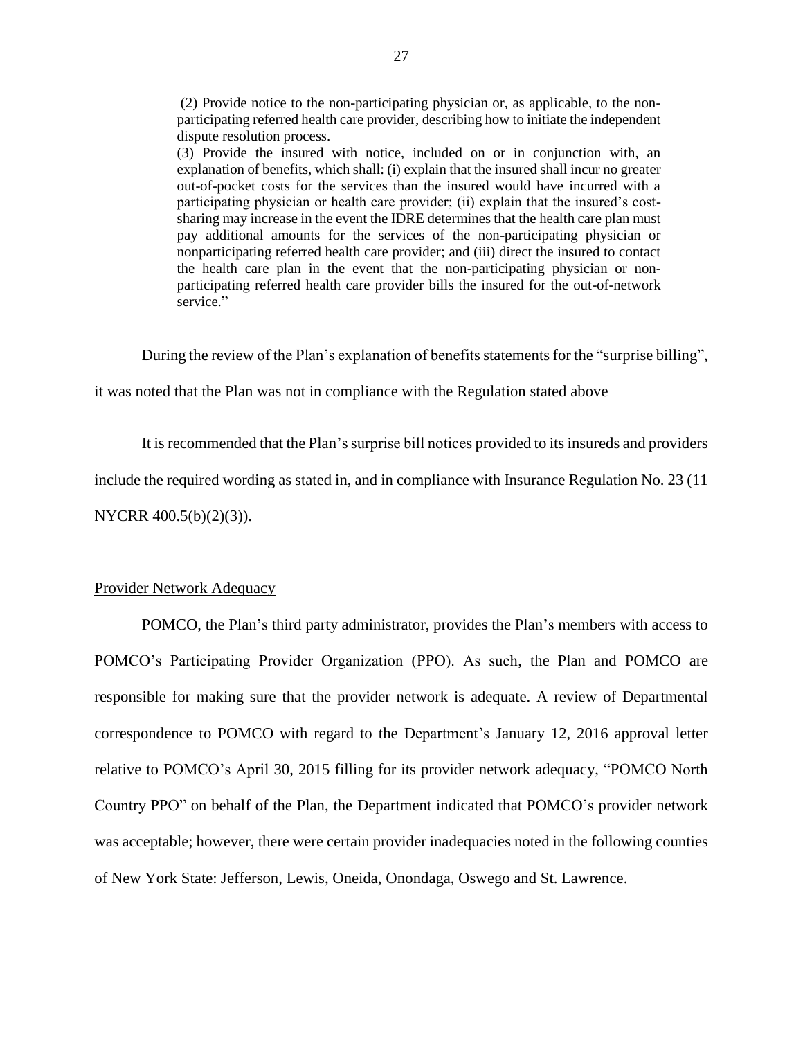(2) Provide notice to the non-participating physician or, as applicable, to the non-participating referred health care provider, describing how to initiate the independent dispute resolution process.

(3) Provide the insured with notice, included on or in conjunction with, an explanation of benefits, which shall: (i) explain that the insured shall incur no greater out-of-pocket costs for the services than the insured would have incurred with a participating physician or health care provider; (ii) explain that the insured's cost-sharing may increase in the event the IDRE determines that the health care plan must pay additional amounts for the services of the non-participating physician or nonparticipating referred health care provider; and (iii) direct the insured to contact the health care plan in the event that the non-participating physician or non-participating referred health care provider bills the insured for the out-of-network service."

During the review of the Plan's explanation of benefits statements for the "surprise billing", it was noted that the Plan was not in compliance with the Regulation stated above

It is recommended that the Plan's surprise bill notices provided to its insureds and providers include the required wording as stated in, and in compliance with Insurance Regulation No. 23 (11 NYCRR 400.5(b)(2)(3)).

Provider Network Adequacy

POMCO, the Plan's third party administrator, provides the Plan's members with access to POMCO's Participating Provider Organization (PPO). As such, the Plan and POMCO are responsible for making sure that the provider network is adequate. A review of Departmental correspondence to POMCO with regard to the Department's January 12, 2016 approval letter relative to POMCO's April 30, 2015 filling for its provider network adequacy, "POMCO North Country PPO" on behalf of the Plan, the Department indicated that POMCO's provider network was acceptable; however, there were certain provider inadequacies noted in the following counties of New York State: Jefferson, Lewis, Oneida, Onondaga, Oswego and St. Lawrence.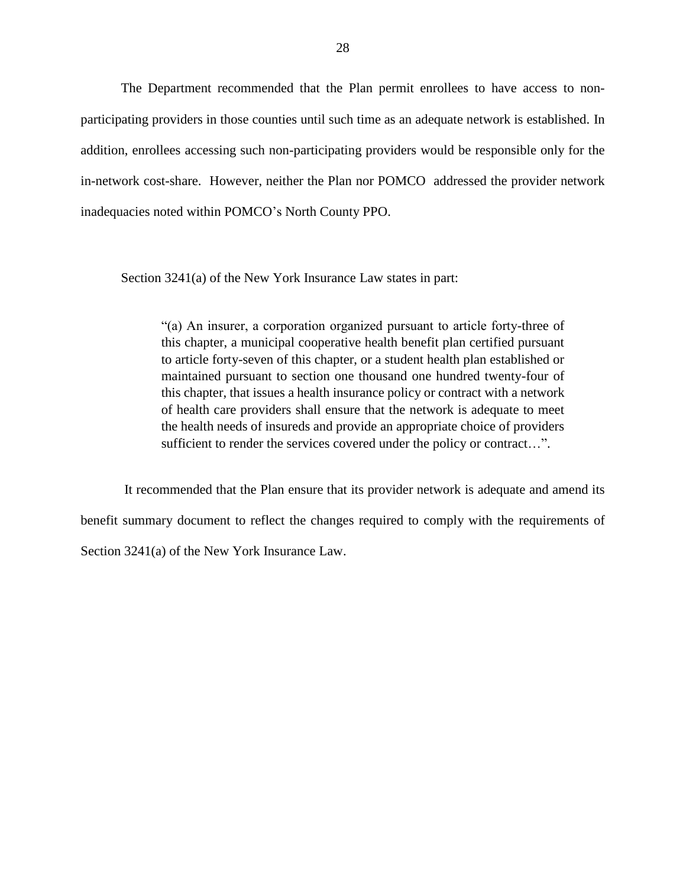The Department recommended that the Plan permit enrollees to have access to non-participating providers in those counties until such time as an adequate network is established. In addition, enrollees accessing such non-participating providers would be responsible only for the in-network cost-share. However, neither the Plan nor POMCO addressed the provider network inadequacies noted within POMCO's North County PPO.

Section 3241(a) of the New York Insurance Law states in part:

> "(a) An insurer, a corporation organized pursuant to article forty-three of this chapter, a municipal cooperative health benefit plan certified pursuant to article forty-seven of this chapter, or a student health plan established or maintained pursuant to section one thousand one hundred twenty-four of this chapter, that issues a health insurance policy or contract with a network of health care providers shall ensure that the network is adequate to meet the health needs of insureds and provide an appropriate choice of providers sufficient to render the services covered under the policy or contract…".

It recommended that the Plan ensure that its provider network is adequate and amend its benefit summary document to reflect the changes required to comply with the requirements of Section 3241(a) of the New York Insurance Law.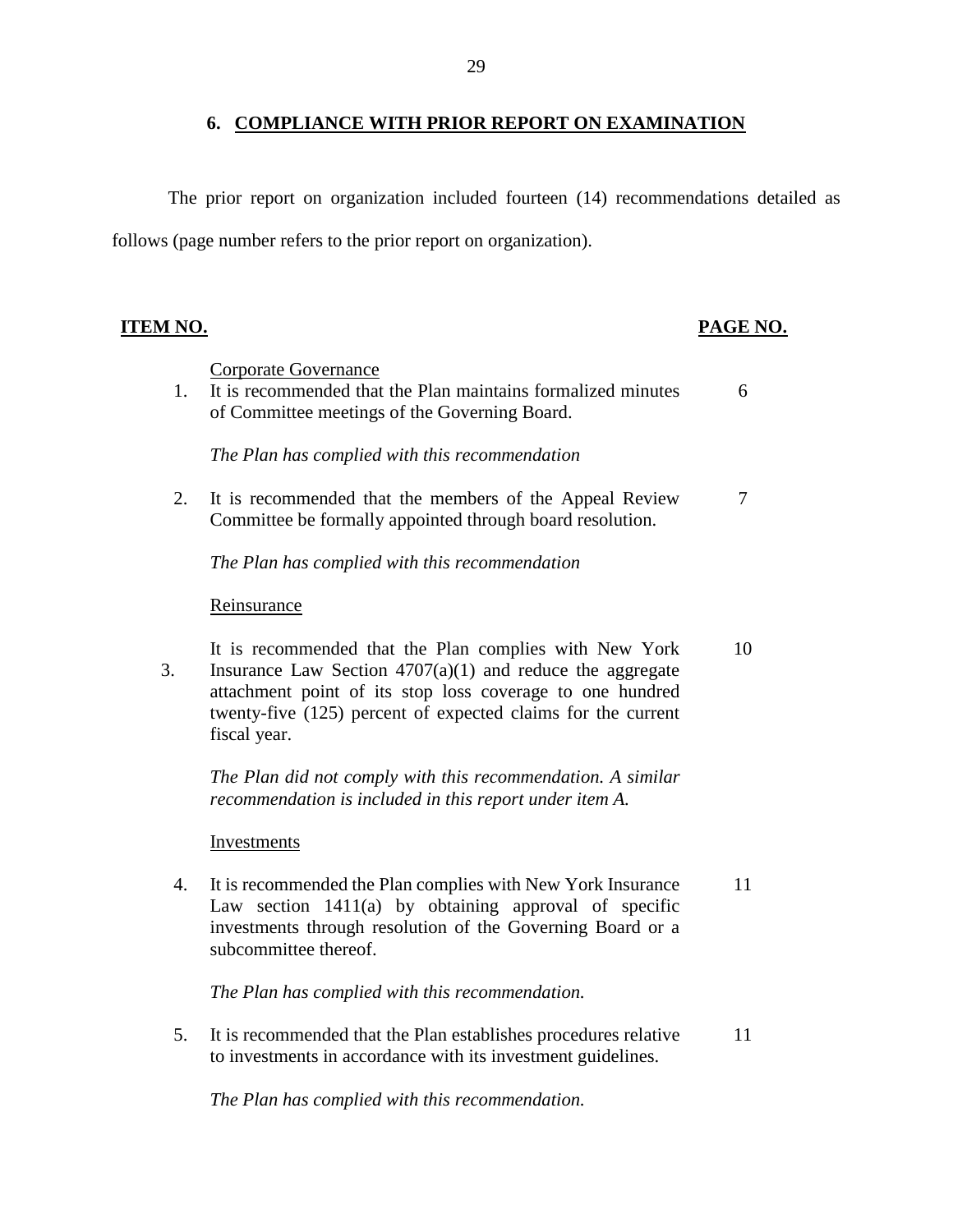## 6. COMPLIANCE WITH PRIOR REPORT ON EXAMINATION

The prior report on organization included fourteen (14) recommendations detailed as follows (page number refers to the prior report on organization).

| ITEM NO. | | PAGE NO. |
|---|---|---|
| | Corporate Governance | |
| 1. | It is recommended that the Plan maintains formalized minutes of Committee meetings of the Governing Board. | 6 |
| | *The Plan has complied with this recommendation* | |
| 2. | It is recommended that the members of the Appeal Review Committee be formally appointed through board resolution. | 7 |
| | *The Plan has complied with this recommendation* | |
| | Reinsurance | |
| 3. | It is recommended that the Plan complies with New York Insurance Law Section 4707(a)(1) and reduce the aggregate attachment point of its stop loss coverage to one hundred twenty-five (125) percent of expected claims for the current fiscal year. | 10 |
| | *The Plan did not comply with this recommendation. A similar recommendation is included in this report under item A.* | |
| | Investments | |
| 4. | It is recommended the Plan complies with New York Insurance Law section 1411(a) by obtaining approval of specific investments through resolution of the Governing Board or a subcommittee thereof. | 11 |
| | *The Plan has complied with this recommendation.* | |
| 5. | It is recommended that the Plan establishes procedures relative to investments in accordance with its investment guidelines. | 11 |
| | *The Plan has complied with this recommendation.* | |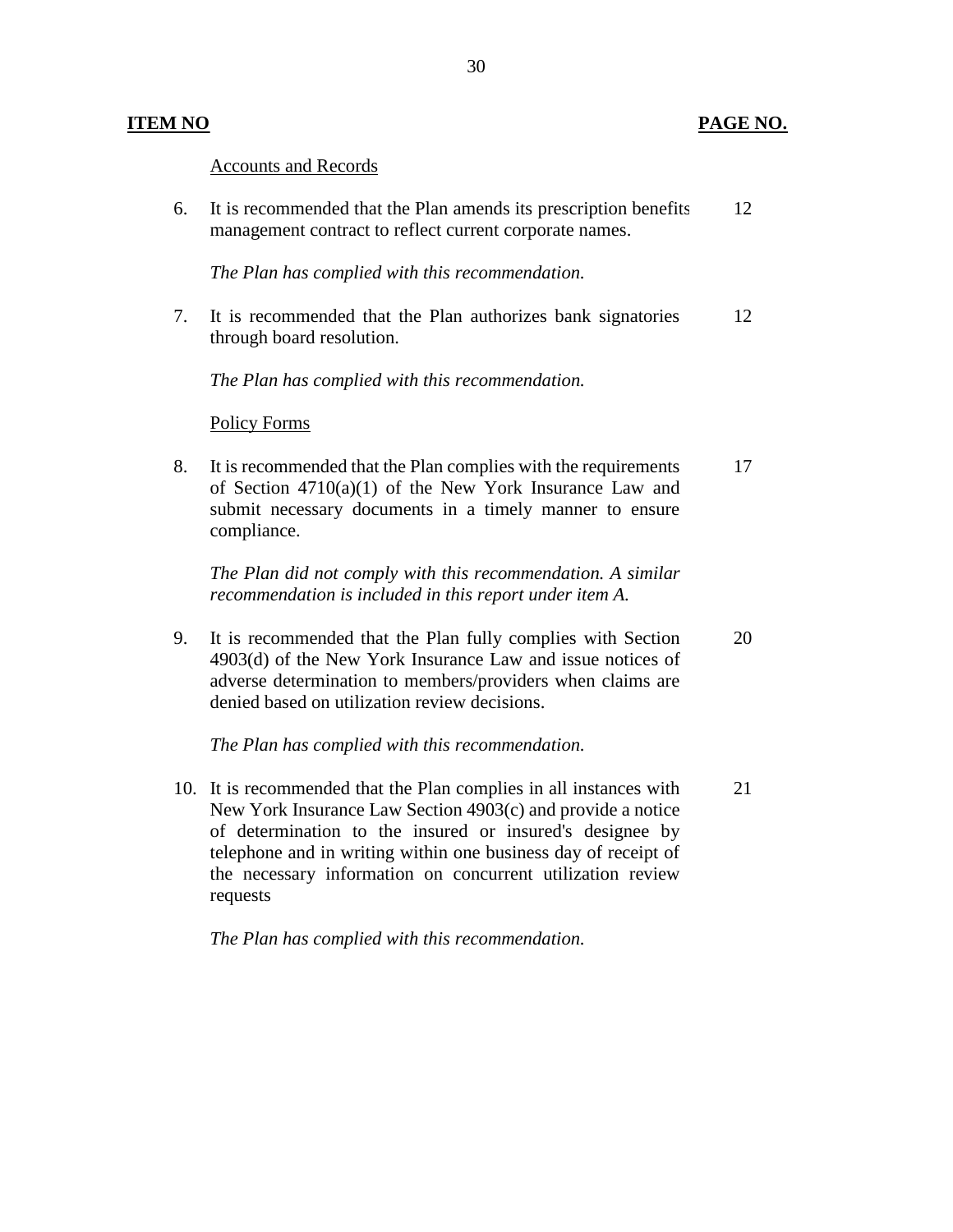| ITEM NO | | PAGE NO. |
|---|---|---|
| | Accounts and Records | |
| 6. | It is recommended that the Plan amends its prescription benefits management contract to reflect current corporate names. | 12 |
| | *The Plan has complied with this recommendation.* | |
| 7. | It is recommended that the Plan authorizes bank signatories through board resolution. | 12 |
| | *The Plan has complied with this recommendation.* | |
| | Policy Forms | |
| 8. | It is recommended that the Plan complies with the requirements of Section 4710(a)(1) of the New York Insurance Law and submit necessary documents in a timely manner to ensure compliance. | 17 |
| | *The Plan did not comply with this recommendation. A similar recommendation is included in this report under item A.* | |
| 9. | It is recommended that the Plan fully complies with Section 4903(d) of the New York Insurance Law and issue notices of adverse determination to members/providers when claims are denied based on utilization review decisions. | 20 |
| | *The Plan has complied with this recommendation.* | |
| 10. | It is recommended that the Plan complies in all instances with New York Insurance Law Section 4903(c) and provide a notice of determination to the insured or insured's designee by telephone and in writing within one business day of receipt of the necessary information on concurrent utilization review requests | 21 |
| | *The Plan has complied with this recommendation.* | |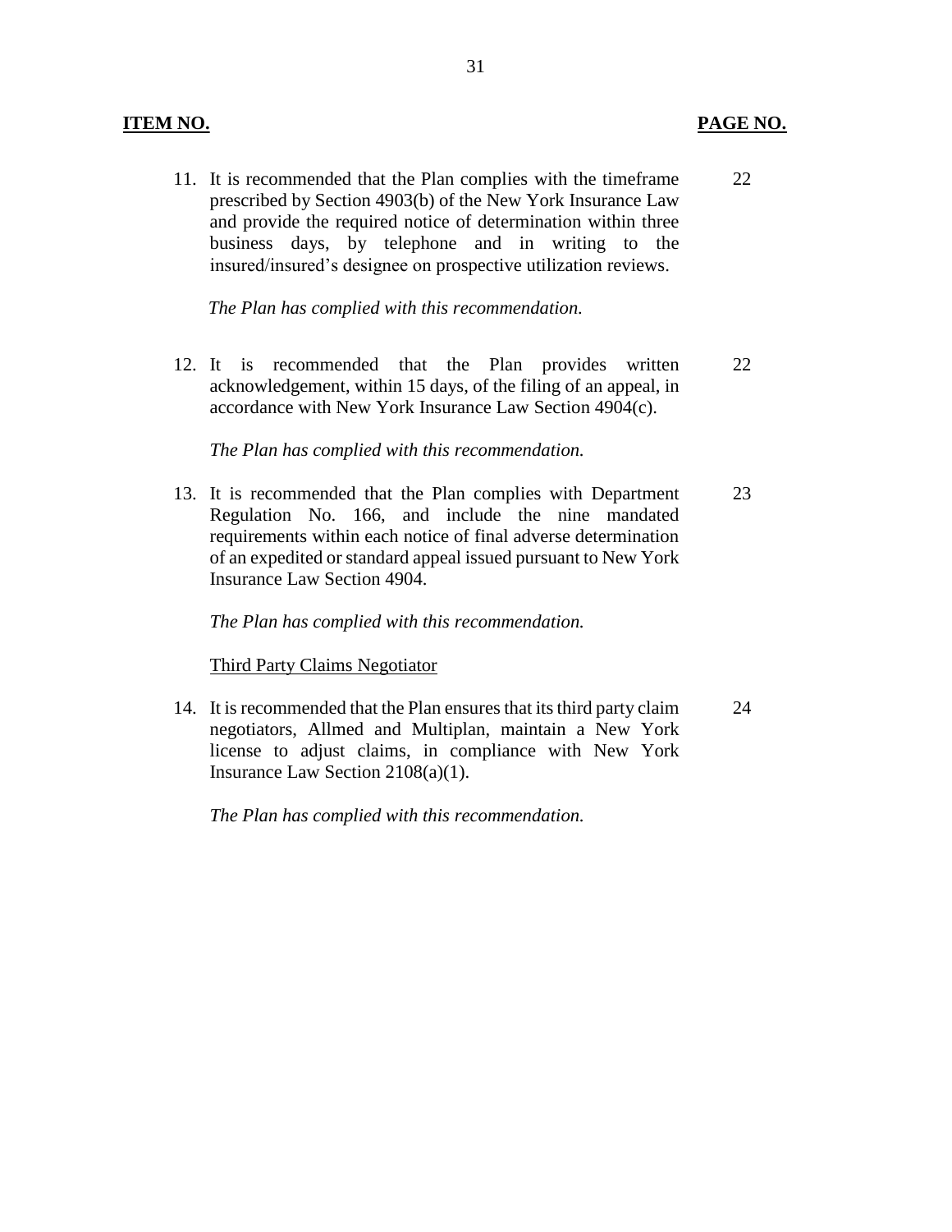| ITEM NO. | | PAGE NO. |
|---|---|---|
| 11. | It is recommended that the Plan complies with the timeframe prescribed by Section 4903(b) of the New York Insurance Law and provide the required notice of determination within three business days, by telephone and in writing to the insured/insured's designee on prospective utilization reviews.<br><br>*The Plan has complied with this recommendation.* | 22 |
| 12. | It is recommended that the Plan provides written acknowledgement, within 15 days, of the filing of an appeal, in accordance with New York Insurance Law Section 4904(c).<br><br>*The Plan has complied with this recommendation.* | 22 |
| 13. | It is recommended that the Plan complies with Department Regulation No. 166, and include the nine mandated requirements within each notice of final adverse determination of an expedited or standard appeal issued pursuant to New York Insurance Law Section 4904.<br><br>*The Plan has complied with this recommendation.* | 23 |
| | <u>Third Party Claims Negotiator</u> | |
| 14. | It is recommended that the Plan ensures that its third party claim negotiators, Allmed and Multiplan, maintain a New York license to adjust claims, in compliance with New York Insurance Law Section 2108(a)(1).<br><br>*The Plan has complied with this recommendation.* | 24 |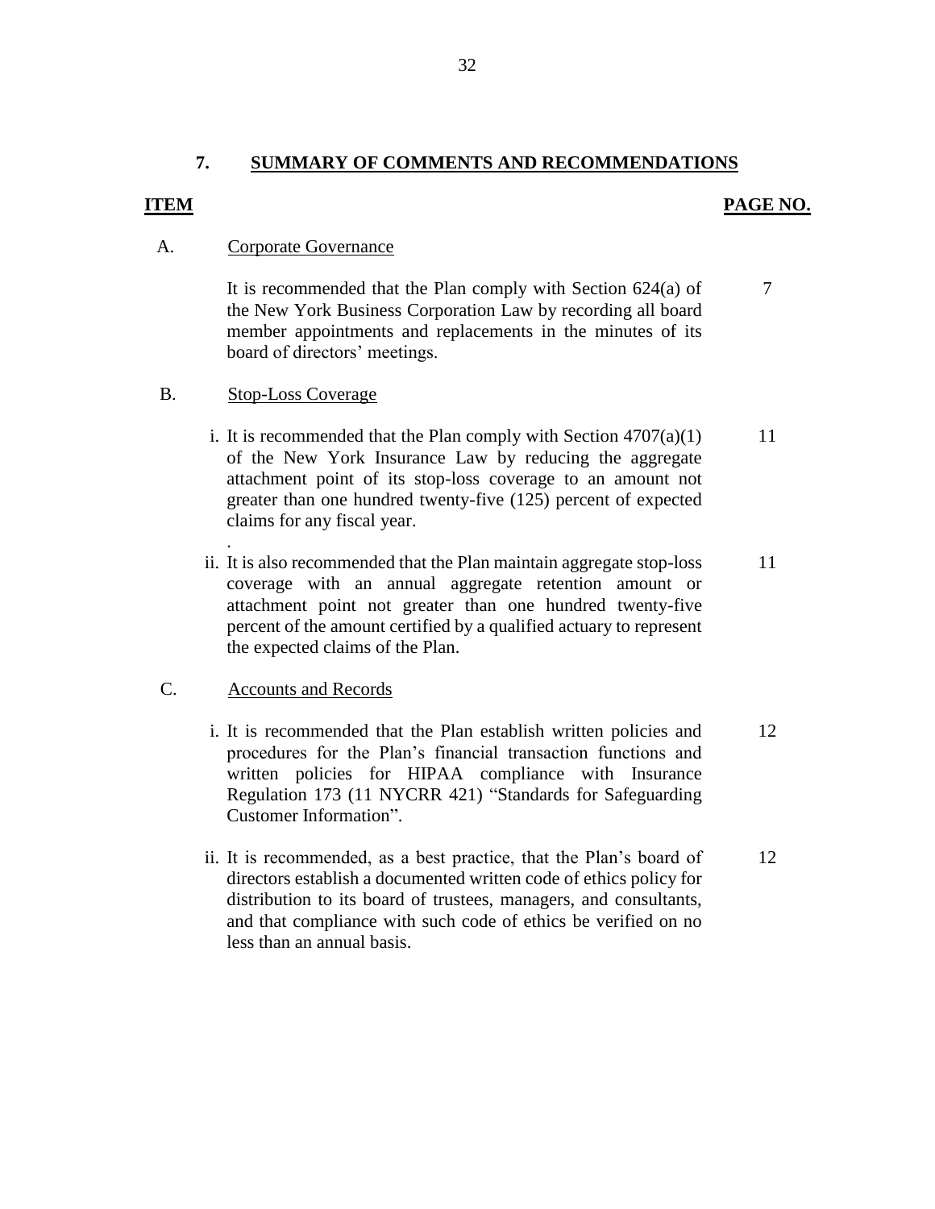## 7. SUMMARY OF COMMENTS AND RECOMMENDATIONS

| ITEM | | PAGE NO. |
|---|---|---|
| A. | Corporate Governance | |
| | It is recommended that the Plan comply with Section 624(a) of the New York Business Corporation Law by recording all board member appointments and replacements in the minutes of its board of directors' meetings. | 7 |
| B. | Stop-Loss Coverage | |
| | i. It is recommended that the Plan comply with Section 4707(a)(1) of the New York Insurance Law by reducing the aggregate attachment point of its stop-loss coverage to an amount not greater than one hundred twenty-five (125) percent of expected claims for any fiscal year. | 11 |
| | ii. It is also recommended that the Plan maintain aggregate stop-loss coverage with an annual aggregate retention amount or attachment point not greater than one hundred twenty-five percent of the amount certified by a qualified actuary to represent the expected claims of the Plan. | 11 |
| C. | Accounts and Records | |
| | i. It is recommended that the Plan establish written policies and procedures for the Plan's financial transaction functions and written policies for HIPAA compliance with Insurance Regulation 173 (11 NYCRR 421) "Standards for Safeguarding Customer Information". | 12 |
| | ii. It is recommended, as a best practice, that the Plan's board of directors establish a documented written code of ethics policy for distribution to its board of trustees, managers, and consultants, and that compliance with such code of ethics be verified on no less than an annual basis. | 12 |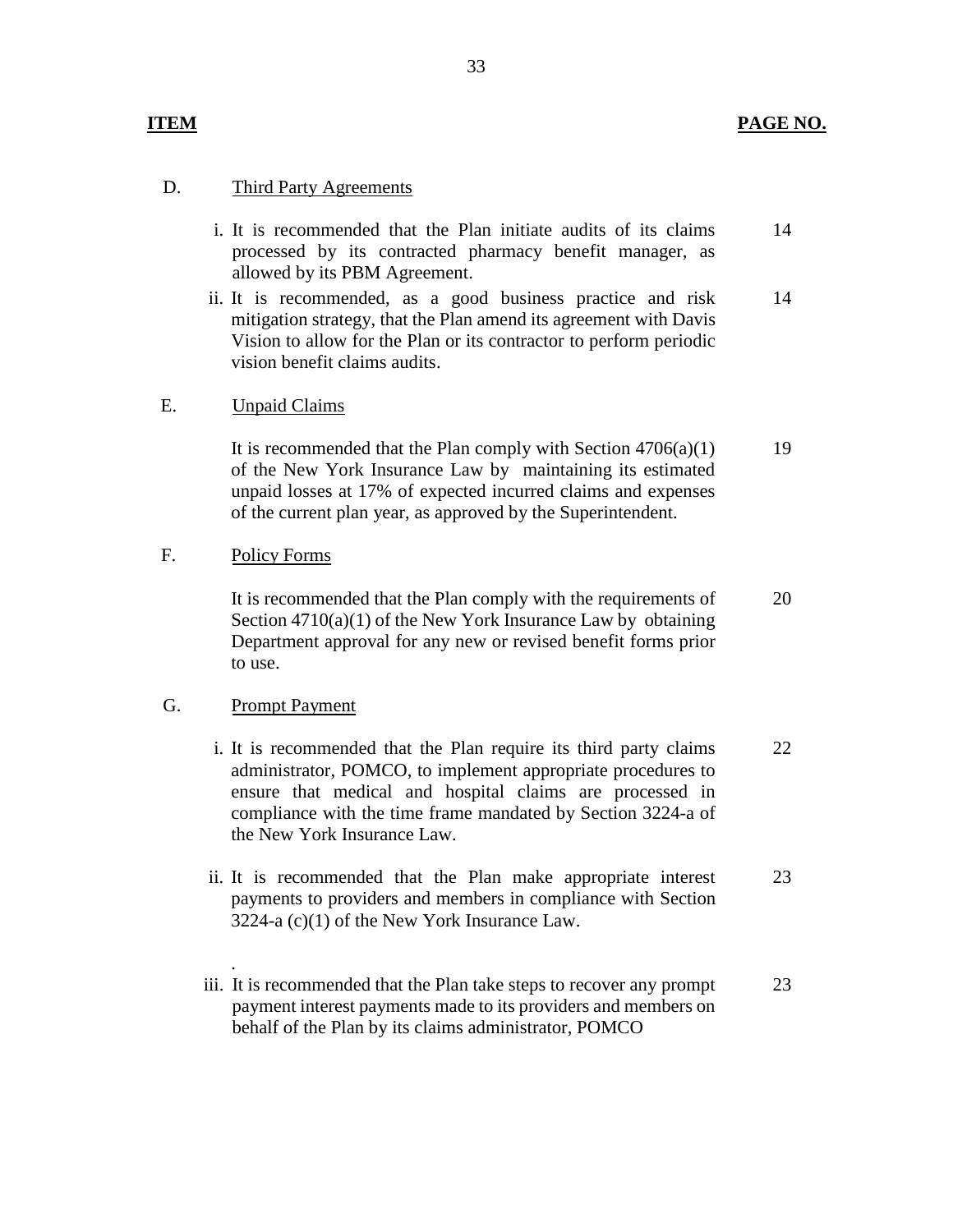| ITEM | | PAGE NO. |
|---|---|---|
| D. | Third Party Agreements | |
| | i. It is recommended that the Plan initiate audits of its claims processed by its contracted pharmacy benefit manager, as allowed by its PBM Agreement. | 14 |
| | ii. It is recommended, as a good business practice and risk mitigation strategy, that the Plan amend its agreement with Davis Vision to allow for the Plan or its contractor to perform periodic vision benefit claims audits. | 14 |
| E. | Unpaid Claims | |
| | It is recommended that the Plan comply with Section 4706(a)(1) of the New York Insurance Law by maintaining its estimated unpaid losses at 17% of expected incurred claims and expenses of the current plan year, as approved by the Superintendent. | 19 |
| F. | Policy Forms | |
| | It is recommended that the Plan comply with the requirements of Section 4710(a)(1) of the New York Insurance Law by obtaining Department approval for any new or revised benefit forms prior to use. | 20 |
| G. | Prompt Payment | |
| | i. It is recommended that the Plan require its third party claims administrator, POMCO, to implement appropriate procedures to ensure that medical and hospital claims are processed in compliance with the time frame mandated by Section 3224-a of the New York Insurance Law. | 22 |
| | ii. It is recommended that the Plan make appropriate interest payments to providers and members in compliance with Section 3224-a (c)(1) of the New York Insurance Law. | 23 |
| | iii. It is recommended that the Plan take steps to recover any prompt payment interest payments made to its providers and members on behalf of the Plan by its claims administrator, POMCO | 23 |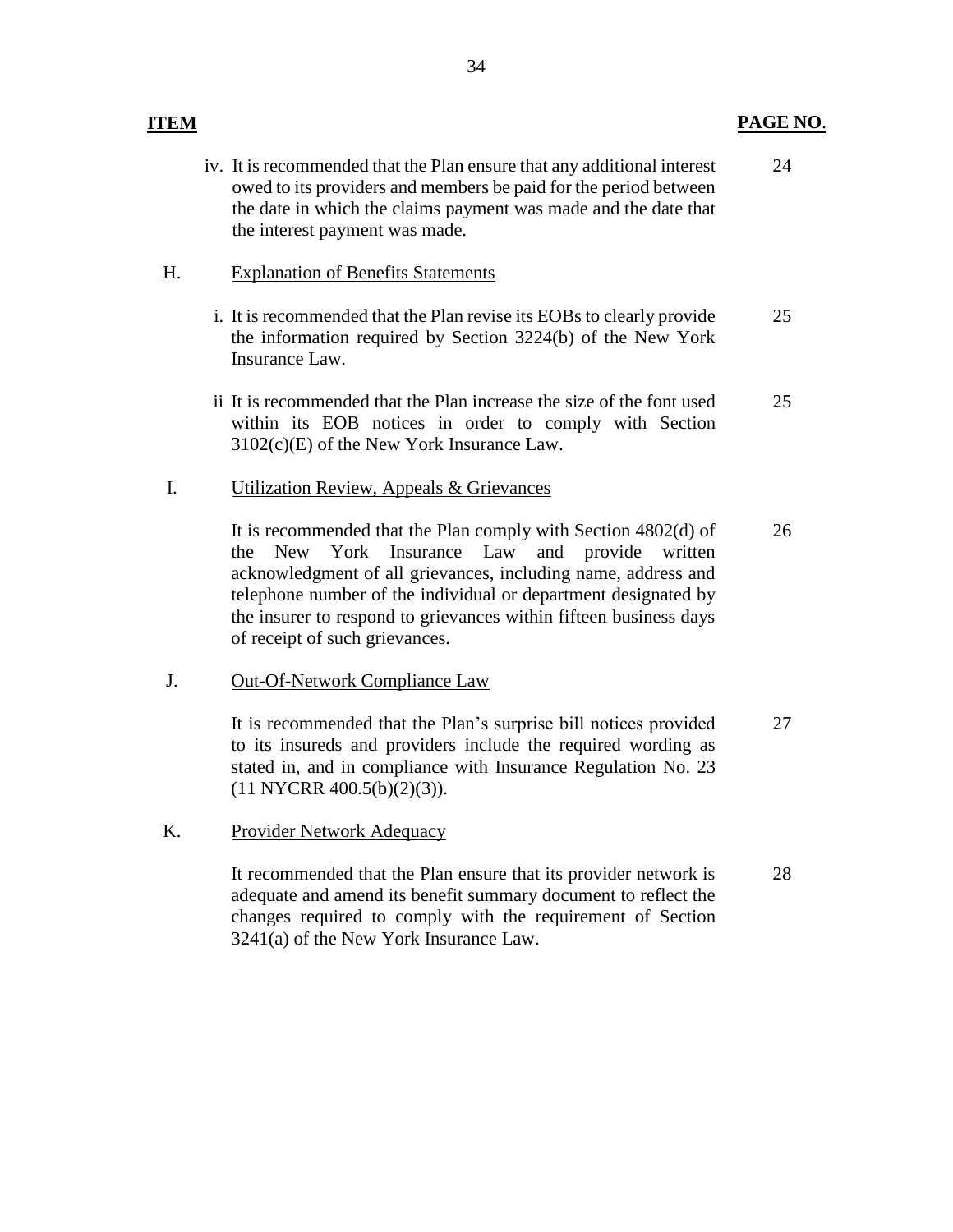| ITEM | | PAGE NO. |
|---|---|---|
| | iv. It is recommended that the Plan ensure that any additional interest owed to its providers and members be paid for the period between the date in which the claims payment was made and the date that the interest payment was made. | 24 |
| H. | Explanation of Benefits Statements | |
| | i. It is recommended that the Plan revise its EOBs to clearly provide the information required by Section 3224(b) of the New York Insurance Law. | 25 |
| | ii It is recommended that the Plan increase the size of the font used within its EOB notices in order to comply with Section 3102(c)(E) of the New York Insurance Law. | 25 |
| I. | Utilization Review, Appeals & Grievances | |
| | It is recommended that the Plan comply with Section 4802(d) of the New York Insurance Law and provide written acknowledgment of all grievances, including name, address and telephone number of the individual or department designated by the insurer to respond to grievances within fifteen business days of receipt of such grievances. | 26 |
| J. | Out-Of-Network Compliance Law | |
| | It is recommended that the Plan's surprise bill notices provided to its insureds and providers include the required wording as stated in, and in compliance with Insurance Regulation No. 23 (11 NYCRR 400.5(b)(2)(3)). | 27 |
| K. | Provider Network Adequacy | |
| | It recommended that the Plan ensure that its provider network is adequate and amend its benefit summary document to reflect the changes required to comply with the requirement of Section 3241(a) of the New York Insurance Law. | 28 |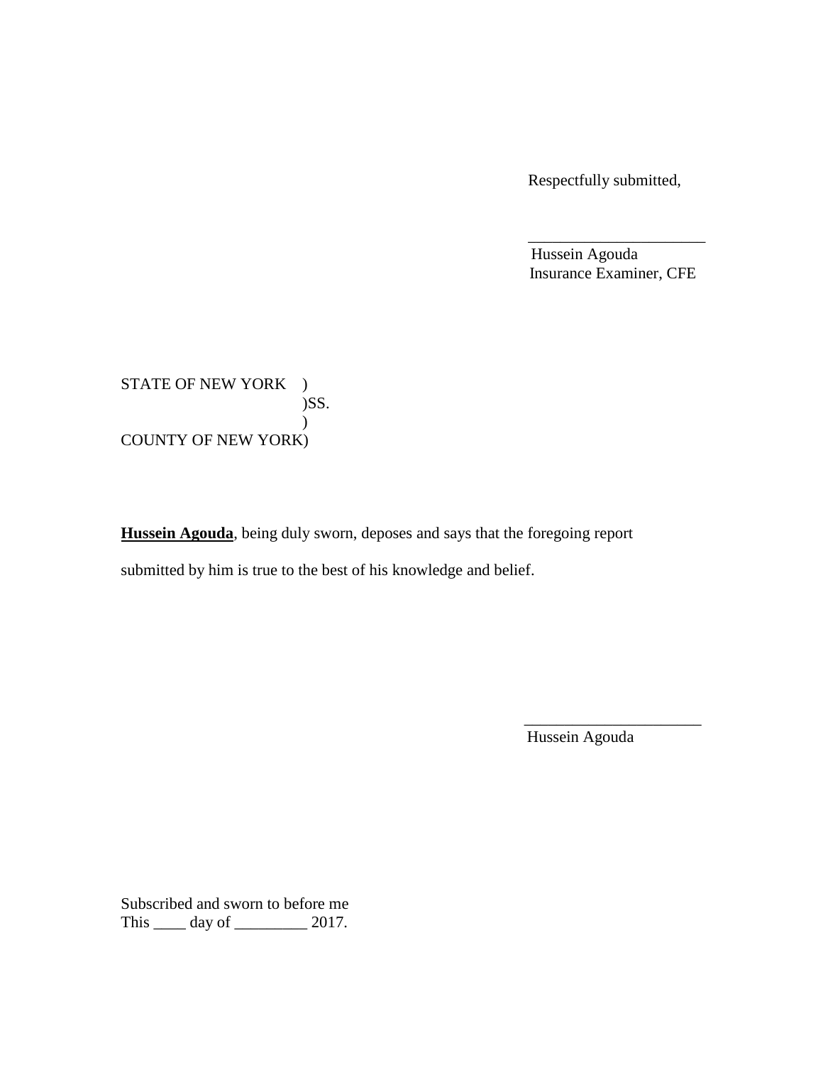Respectfully submitted,

______________________
Hussein Agouda
Insurance Examiner, CFE

STATE OF NEW YORK )
)SS.
)
COUNTY OF NEW YORK)

**<u>Hussein Agouda</u>**, being duly sworn, deposes and says that the foregoing report submitted by him is true to the best of his knowledge and belief.

______________________
Hussein Agouda

Subscribed and sworn to before me
This ____ day of _________ 2017.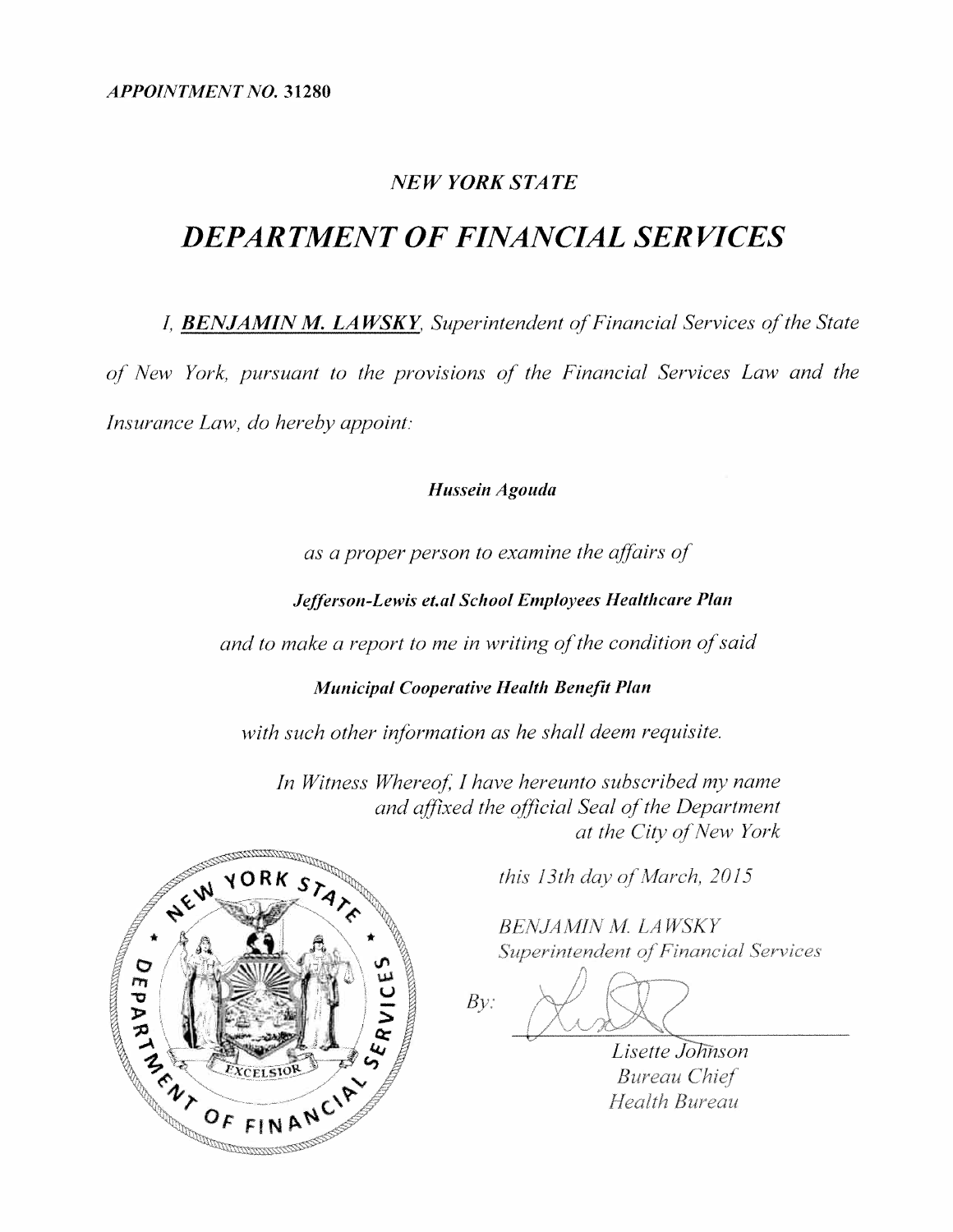*APPOINTMENT NO.* **31280**

## *NEW YORK STATE*

# *DEPARTMENT OF FINANCIAL SERVICES*

*I,* ***BENJAMIN M. LAWSKY****, Superintendent of Financial Services of the State of New York, pursuant to the provisions of the Financial Services Law and the Insurance Law, do hereby appoint:*

***Hussein Agouda***

*as a proper person to examine the affairs of*

***Jefferson-Lewis et.al School Employees Healthcare Plan***

*and to make a report to me in writing of the condition of said*

***Municipal Cooperative Health Benefit Plan***

*with such other information as he shall deem requisite.*

*In Witness Whereof, I have hereunto subscribed my name and affixed the official Seal of the Department at the City of New York*

*this 13th day of March, 2015*

*BENJAMIN M. LAWSKY*
*Superintendent of Financial Services*

*By:*

*Lisette Johnson*
*Bureau Chief*
*Health Bureau*

NEW YORK STATE DEPARTMENT OF FINANCIAL SERVICES

EXCELSIOR